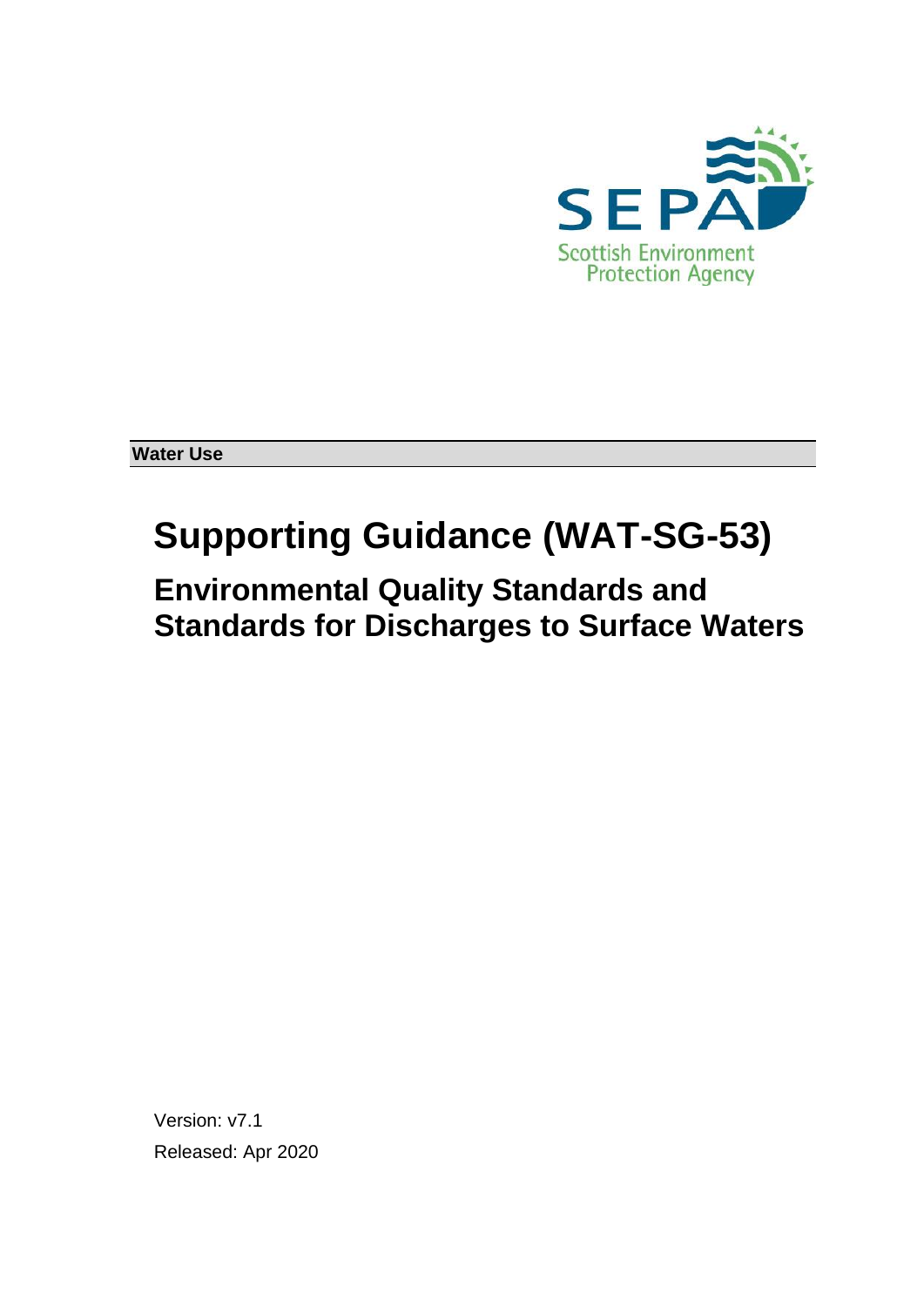SEPA

Scottish Environment Protection Agency

**Water Use**

# Supporting Guidance (WAT-SG-53)

## Environmental Quality Standards and Standards for Discharges to Surface Waters

Version: v7.1

Released: Apr 2020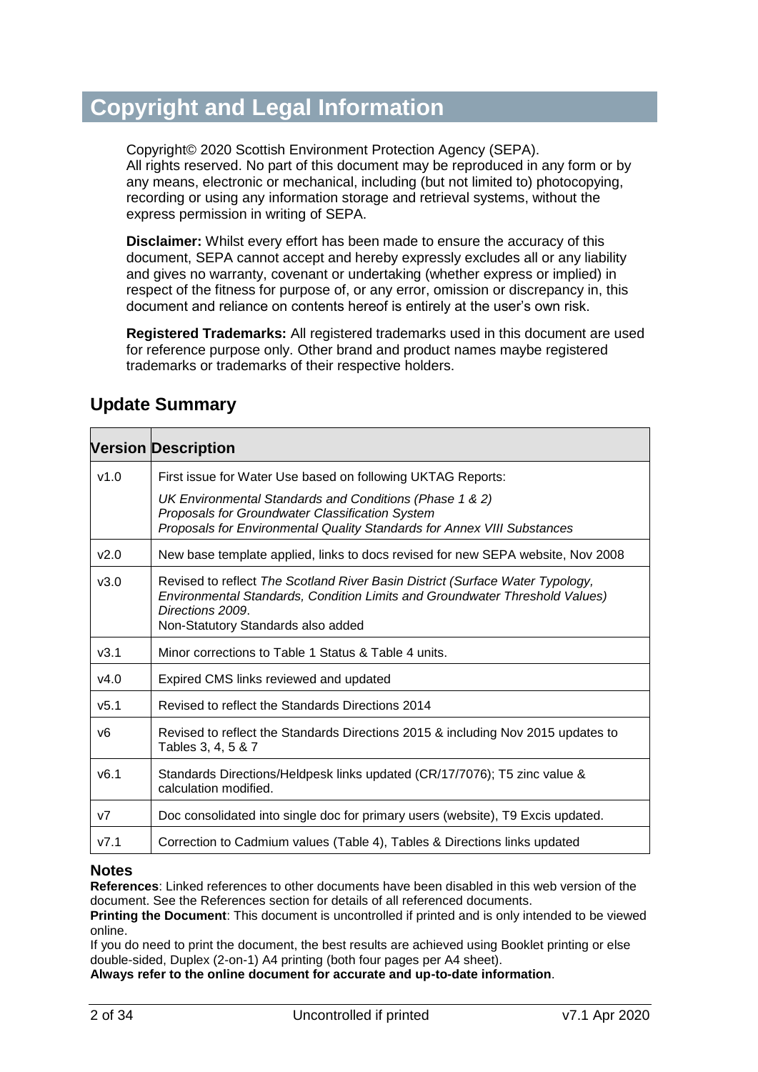# Copyright and Legal Information

Copyright© 2020 Scottish Environment Protection Agency (SEPA).
All rights reserved. No part of this document may be reproduced in any form or by any means, electronic or mechanical, including (but not limited to) photocopying, recording or using any information storage and retrieval systems, without the express permission in writing of SEPA.

**Disclaimer:** Whilst every effort has been made to ensure the accuracy of this document, SEPA cannot accept and hereby expressly excludes all or any liability and gives no warranty, covenant or undertaking (whether express or implied) in respect of the fitness for purpose of, or any error, omission or discrepancy in, this document and reliance on contents hereof is entirely at the user's own risk.

**Registered Trademarks:** All registered trademarks used in this document are used for reference purpose only. Other brand and product names maybe registered trademarks or trademarks of their respective holders.

## Update Summary

| Version | Description |
|---|---|
| v1.0 | First issue for Water Use based on following UKTAG Reports:<br>*UK Environmental Standards and Conditions (Phase 1 & 2)*<br>*Proposals for Groundwater Classification System*<br>*Proposals for Environmental Quality Standards for Annex VIII Substances* |
| v2.0 | New base template applied, links to docs revised for new SEPA website, Nov 2008 |
| v3.0 | Revised to reflect *The Scotland River Basin District (Surface Water Typology, Environmental Standards, Condition Limits and Groundwater Threshold Values) Directions 2009*.<br>Non-Statutory Standards also added |
| v3.1 | Minor corrections to Table 1 Status & Table 4 units. |
| v4.0 | Expired CMS links reviewed and updated |
| v5.1 | Revised to reflect the Standards Directions 2014 |
| v6 | Revised to reflect the Standards Directions 2015 & including Nov 2015 updates to Tables 3, 4, 5 & 7 |
| v6.1 | Standards Directions/Heldpesk links updated (CR/17/7076); T5 zinc value & calculation modified. |
| v7 | Doc consolidated into single doc for primary users (website), T9 Excis updated. |
| v7.1 | Correction to Cadmium values (Table 4), Tables & Directions links updated |

### Notes

**References**: Linked references to other documents have been disabled in this web version of the document. See the References section for details of all referenced documents.
**Printing the Document**: This document is uncontrolled if printed and is only intended to be viewed online.
If you do need to print the document, the best results are achieved using Booklet printing or else double-sided, Duplex (2-on-1) A4 printing (both four pages per A4 sheet).
**Always refer to the online document for accurate and up-to-date information**.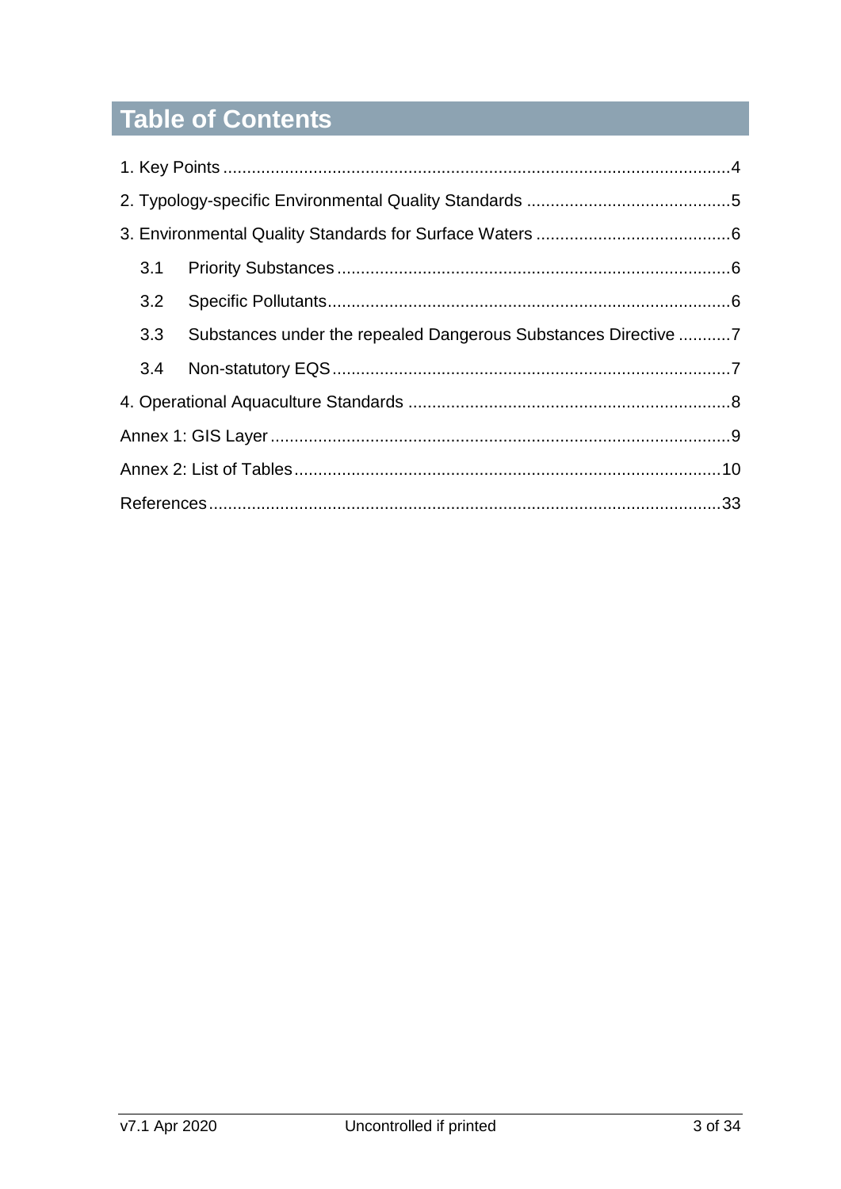# Table of Contents

1. Key Points ....................................................................................................4
2. Typology-specific Environmental Quality Standards ...........................................5
3. Environmental Quality Standards for Surface Waters .........................................6
   - 3.1 Priority Substances ..................................................................................6
   - 3.2 Specific Pollutants....................................................................................6
   - 3.3 Substances under the repealed Dangerous Substances Directive ...........7
   - 3.4 Non-statutory EQS ...................................................................................7
4. Operational Aquaculture Standards ....................................................................8

Annex 1: GIS Layer .................................................................................................9

Annex 2: List of Tables..........................................................................................10

References............................................................................................................33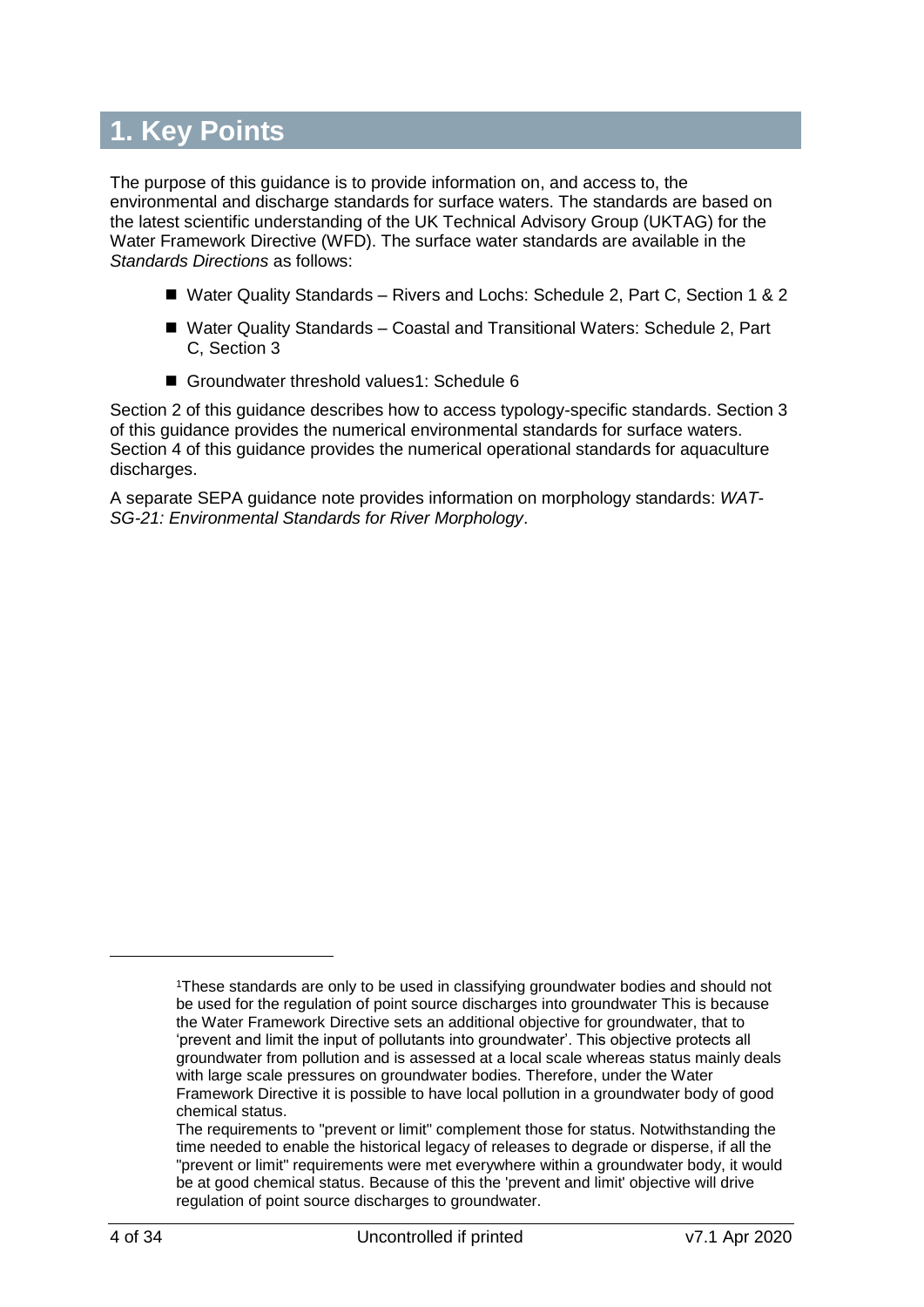# 1. Key Points

The purpose of this guidance is to provide information on, and access to, the environmental and discharge standards for surface waters. The standards are based on the latest scientific understanding of the UK Technical Advisory Group (UKTAG) for the Water Framework Directive (WFD). The surface water standards are available in the *Standards Directions* as follows:

- Water Quality Standards – Rivers and Lochs: Schedule 2, Part C, Section 1 & 2
- Water Quality Standards – Coastal and Transitional Waters: Schedule 2, Part C, Section 3
- Groundwater threshold values[1]: Schedule 6

Section 2 of this guidance describes how to access typology-specific standards. Section 3 of this guidance provides the numerical environmental standards for surface waters. Section 4 of this guidance provides the numerical operational standards for aquaculture discharges.

A separate SEPA guidance note provides information on morphology standards: *WAT-SG-21: Environmental Standards for River Morphology*.

---

[1]These standards are only to be used in classifying groundwater bodies and should not be used for the regulation of point source discharges into groundwater This is because the Water Framework Directive sets an additional objective for groundwater, that to 'prevent and limit the input of pollutants into groundwater'. This objective protects all groundwater from pollution and is assessed at a local scale whereas status mainly deals with large scale pressures on groundwater bodies. Therefore, under the Water Framework Directive it is possible to have local pollution in a groundwater body of good chemical status.

The requirements to "prevent or limit" complement those for status. Notwithstanding the time needed to enable the historical legacy of releases to degrade or disperse, if all the "prevent or limit" requirements were met everywhere within a groundwater body, it would be at good chemical status. Because of this the 'prevent and limit' objective will drive regulation of point source discharges to groundwater.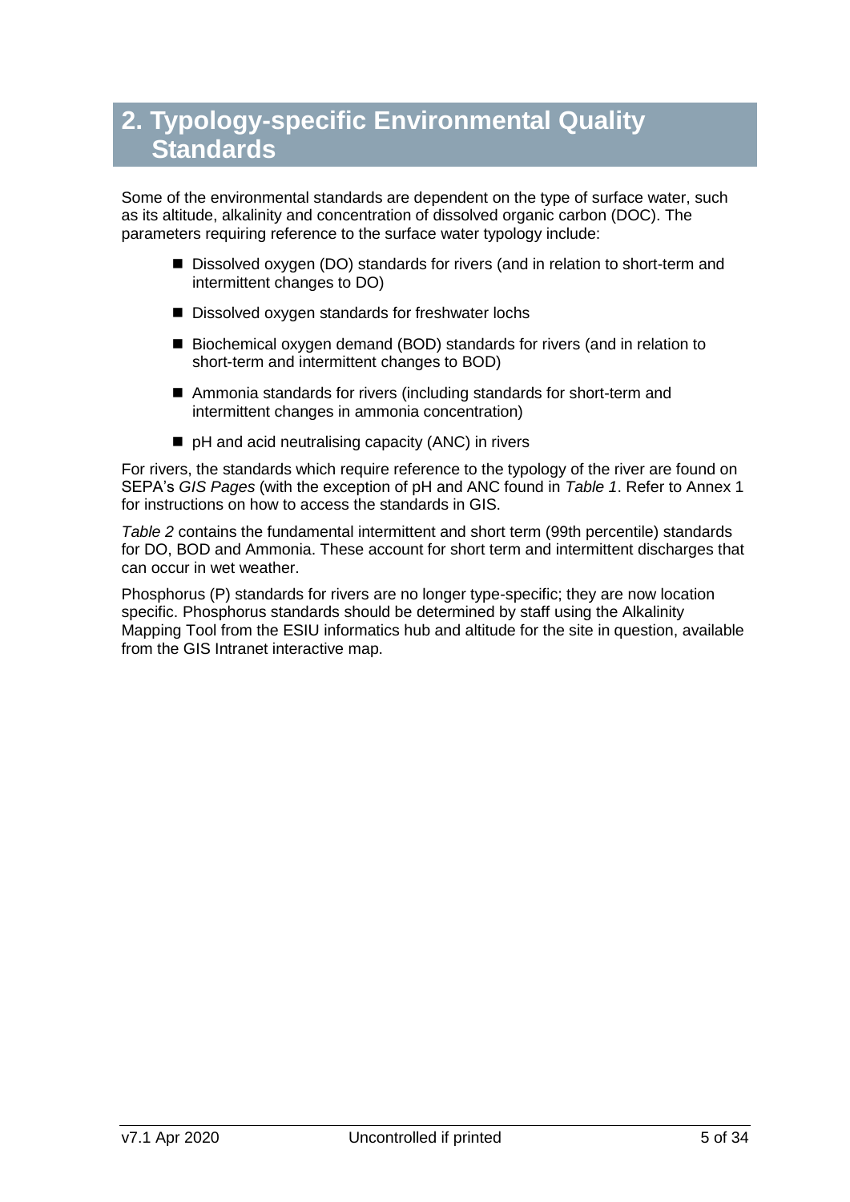# 2. Typology-specific Environmental Quality Standards

Some of the environmental standards are dependent on the type of surface water, such as its altitude, alkalinity and concentration of dissolved organic carbon (DOC). The parameters requiring reference to the surface water typology include:

- Dissolved oxygen (DO) standards for rivers (and in relation to short-term and intermittent changes to DO)
- Dissolved oxygen standards for freshwater lochs
- Biochemical oxygen demand (BOD) standards for rivers (and in relation to short-term and intermittent changes to BOD)
- Ammonia standards for rivers (including standards for short-term and intermittent changes in ammonia concentration)
- pH and acid neutralising capacity (ANC) in rivers

For rivers, the standards which require reference to the typology of the river are found on SEPA's *GIS Pages* (with the exception of pH and ANC found in *Table 1*. Refer to Annex 1 for instructions on how to access the standards in GIS.

*Table 2* contains the fundamental intermittent and short term (99th percentile) standards for DO, BOD and Ammonia. These account for short term and intermittent discharges that can occur in wet weather.

Phosphorus (P) standards for rivers are no longer type-specific; they are now location specific. Phosphorus standards should be determined by staff using the Alkalinity Mapping Tool from the ESIU informatics hub and altitude for the site in question, available from the GIS Intranet interactive map.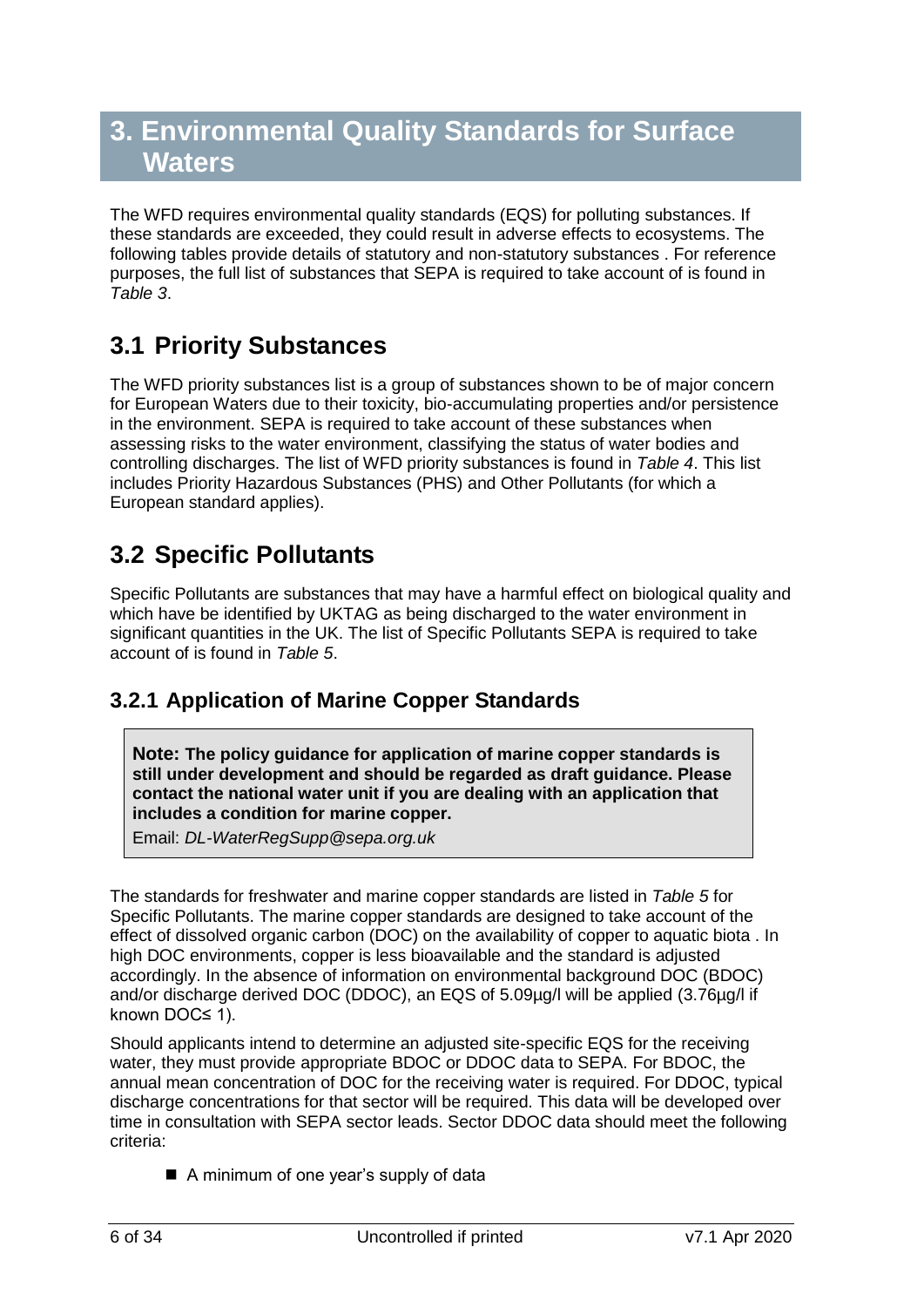# 3. Environmental Quality Standards for Surface Waters

The WFD requires environmental quality standards (EQS) for polluting substances. If these standards are exceeded, they could result in adverse effects to ecosystems. The following tables provide details of statutory and non-statutory substances . For reference purposes, the full list of substances that SEPA is required to take account of is found in *Table 3*.

## 3.1 Priority Substances

The WFD priority substances list is a group of substances shown to be of major concern for European Waters due to their toxicity, bio-accumulating properties and/or persistence in the environment. SEPA is required to take account of these substances when assessing risks to the water environment, classifying the status of water bodies and controlling discharges. The list of WFD priority substances is found in *Table 4*. This list includes Priority Hazardous Substances (PHS) and Other Pollutants (for which a European standard applies).

## 3.2 Specific Pollutants

Specific Pollutants are substances that may have a harmful effect on biological quality and which have be identified by UKTAG as being discharged to the water environment in significant quantities in the UK. The list of Specific Pollutants SEPA is required to take account of is found in *Table 5*.

### 3.2.1 Application of Marine Copper Standards

> **Note: The policy guidance for application of marine copper standards is still under development and should be regarded as draft guidance. Please contact the national water unit if you are dealing with an application that includes a condition for marine copper.**
>
> Email: *DL-WaterRegSupp@sepa.org.uk*

The standards for freshwater and marine copper standards are listed in *Table 5* for Specific Pollutants. The marine copper standards are designed to take account of the effect of dissolved organic carbon (DOC) on the availability of copper to aquatic biota . In high DOC environments, copper is less bioavailable and the standard is adjusted accordingly. In the absence of information on environmental background DOC (BDOC) and/or discharge derived DOC (DDOC), an EQS of 5.09µg/l will be applied (3.76µg/l if known DOC$\leq$ 1).

Should applicants intend to determine an adjusted site-specific EQS for the receiving water, they must provide appropriate BDOC or DDOC data to SEPA. For BDOC, the annual mean concentration of DOC for the receiving water is required. For DDOC, typical discharge concentrations for that sector will be required. This data will be developed over time in consultation with SEPA sector leads. Sector DDOC data should meet the following criteria:

- A minimum of one year's supply of data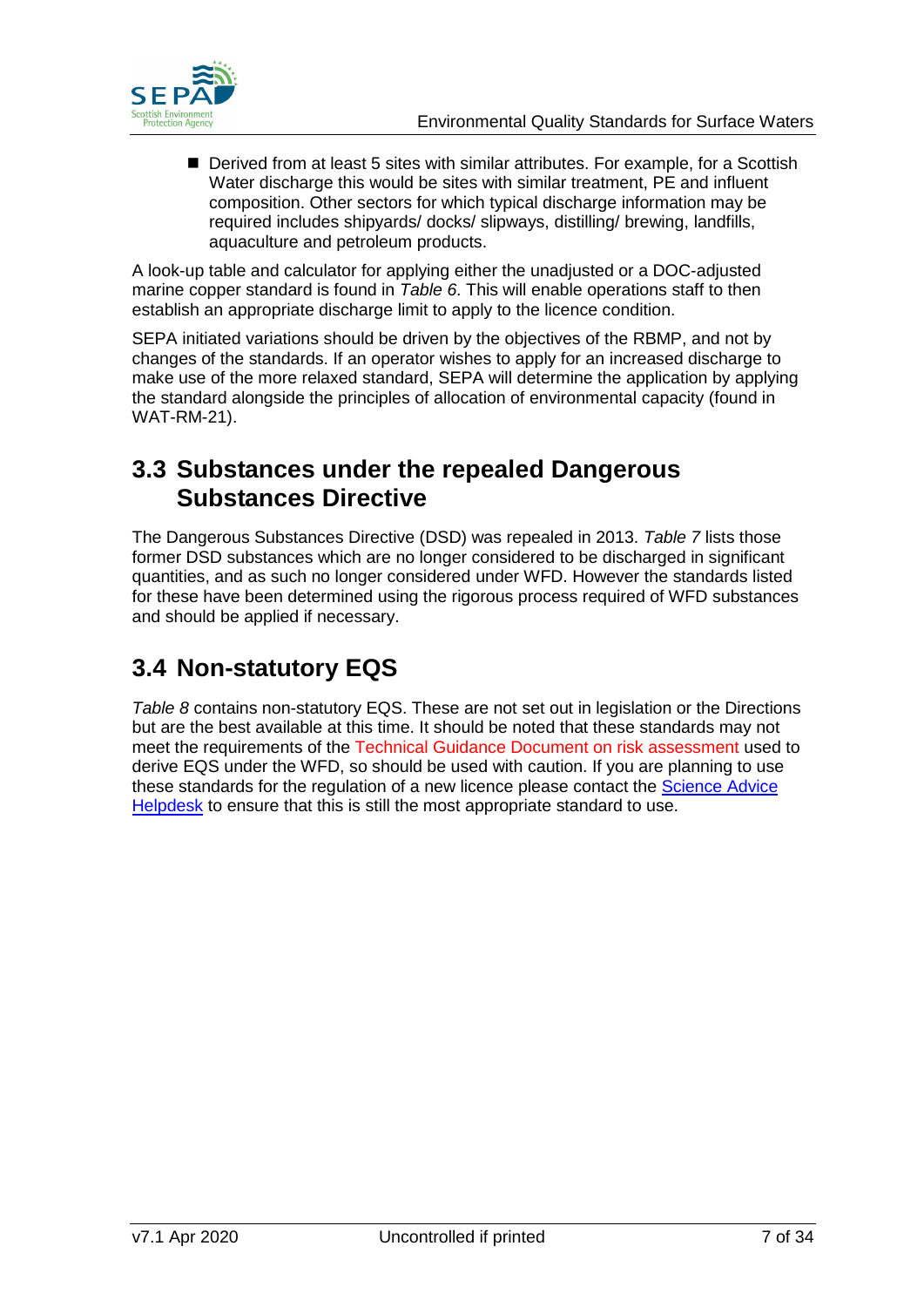- Derived from at least 5 sites with similar attributes. For example, for a Scottish Water discharge this would be sites with similar treatment, PE and influent composition. Other sectors for which typical discharge information may be required includes shipyards/ docks/ slipways, distilling/ brewing, landfills, aquaculture and petroleum products.

A look-up table and calculator for applying either the unadjusted or a DOC-adjusted marine copper standard is found in *Table 6*. This will enable operations staff to then establish an appropriate discharge limit to apply to the licence condition.

SEPA initiated variations should be driven by the objectives of the RBMP, and not by changes of the standards. If an operator wishes to apply for an increased discharge to make use of the more relaxed standard, SEPA will determine the application by applying the standard alongside the principles of allocation of environmental capacity (found in WAT-RM-21).

## 3.3 Substances under the repealed Dangerous Substances Directive

The Dangerous Substances Directive (DSD) was repealed in 2013. *Table 7* lists those former DSD substances which are no longer considered to be discharged in significant quantities, and as such no longer considered under WFD. However the standards listed for these have been determined using the rigorous process required of WFD substances and should be applied if necessary.

## 3.4 Non-statutory EQS

*Table 8* contains non-statutory EQS. These are not set out in legislation or the Directions but are the best available at this time. It should be noted that these standards may not meet the requirements of the Technical Guidance Document on risk assessment used to derive EQS under the WFD, so should be used with caution. If you are planning to use these standards for the regulation of a new licence please contact the Science Advice Helpdesk to ensure that this is still the most appropriate standard to use.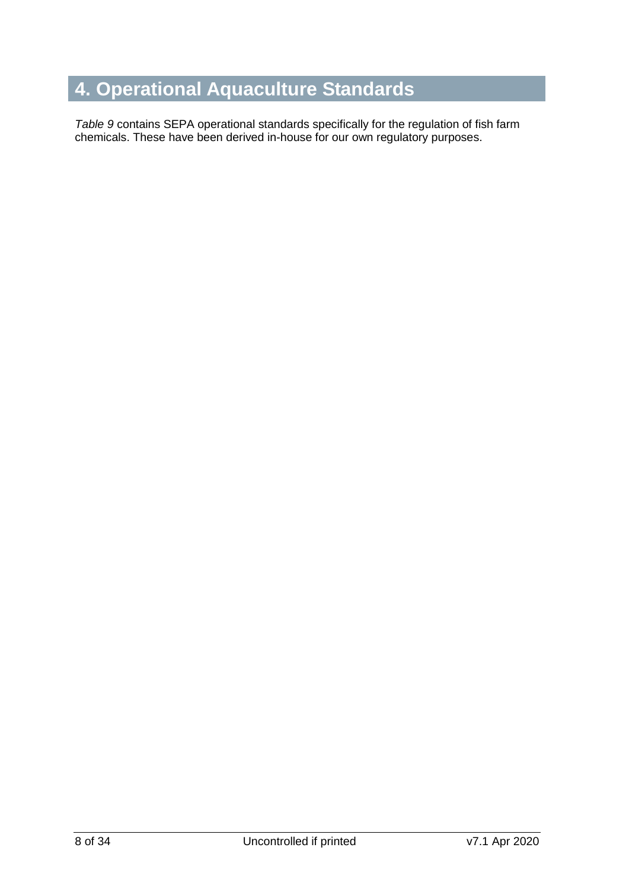# 4. Operational Aquaculture Standards

*Table 9* contains SEPA operational standards specifically for the regulation of fish farm chemicals. These have been derived in-house for our own regulatory purposes.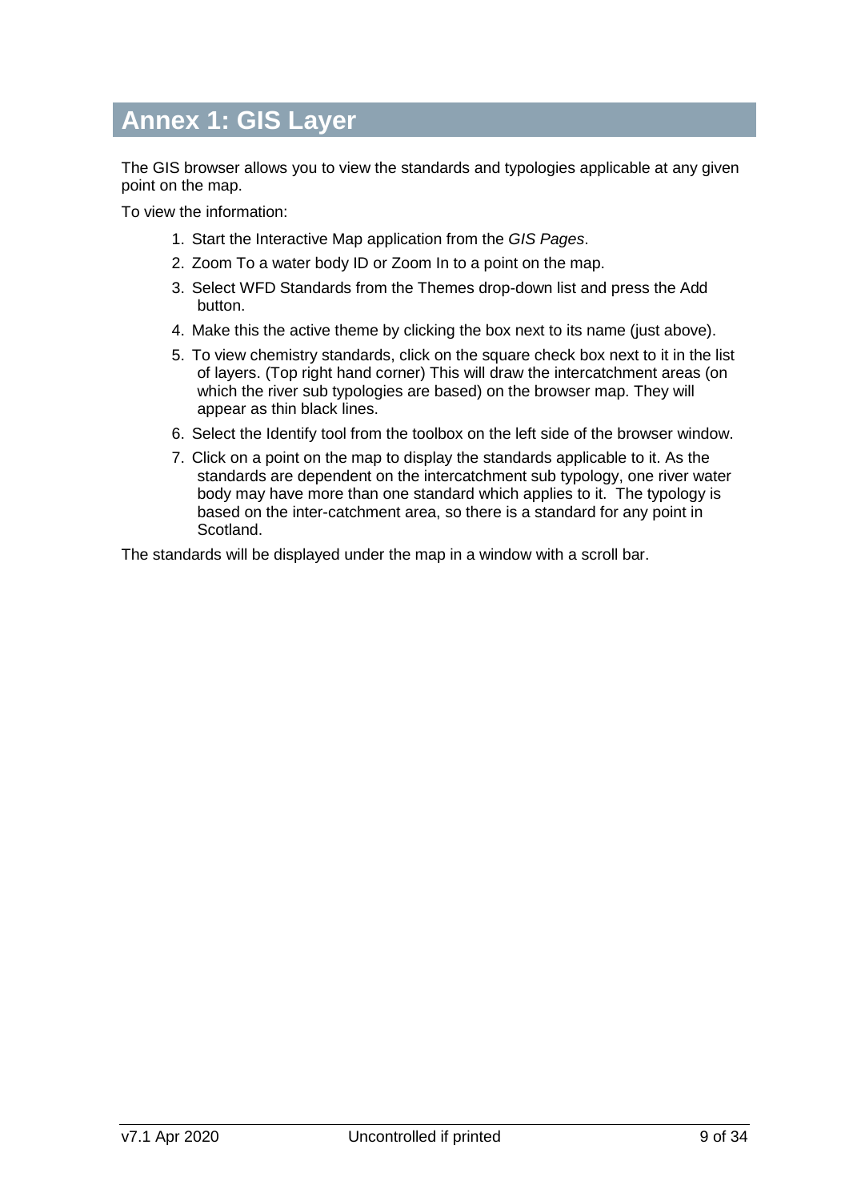# Annex 1: GIS Layer

The GIS browser allows you to view the standards and typologies applicable at any given point on the map.

To view the information:

1. Start the Interactive Map application from the *GIS Pages*.
2. Zoom To a water body ID or Zoom In to a point on the map.
3. Select WFD Standards from the Themes drop-down list and press the Add button.
4. Make this the active theme by clicking the box next to its name (just above).
5. To view chemistry standards, click on the square check box next to it in the list of layers. (Top right hand corner) This will draw the intercatchment areas (on which the river sub typologies are based) on the browser map. They will appear as thin black lines.
6. Select the Identify tool from the toolbox on the left side of the browser window.
7. Click on a point on the map to display the standards applicable to it. As the standards are dependent on the intercatchment sub typology, one river water body may have more than one standard which applies to it. The typology is based on the inter-catchment area, so there is a standard for any point in Scotland.

The standards will be displayed under the map in a window with a scroll bar.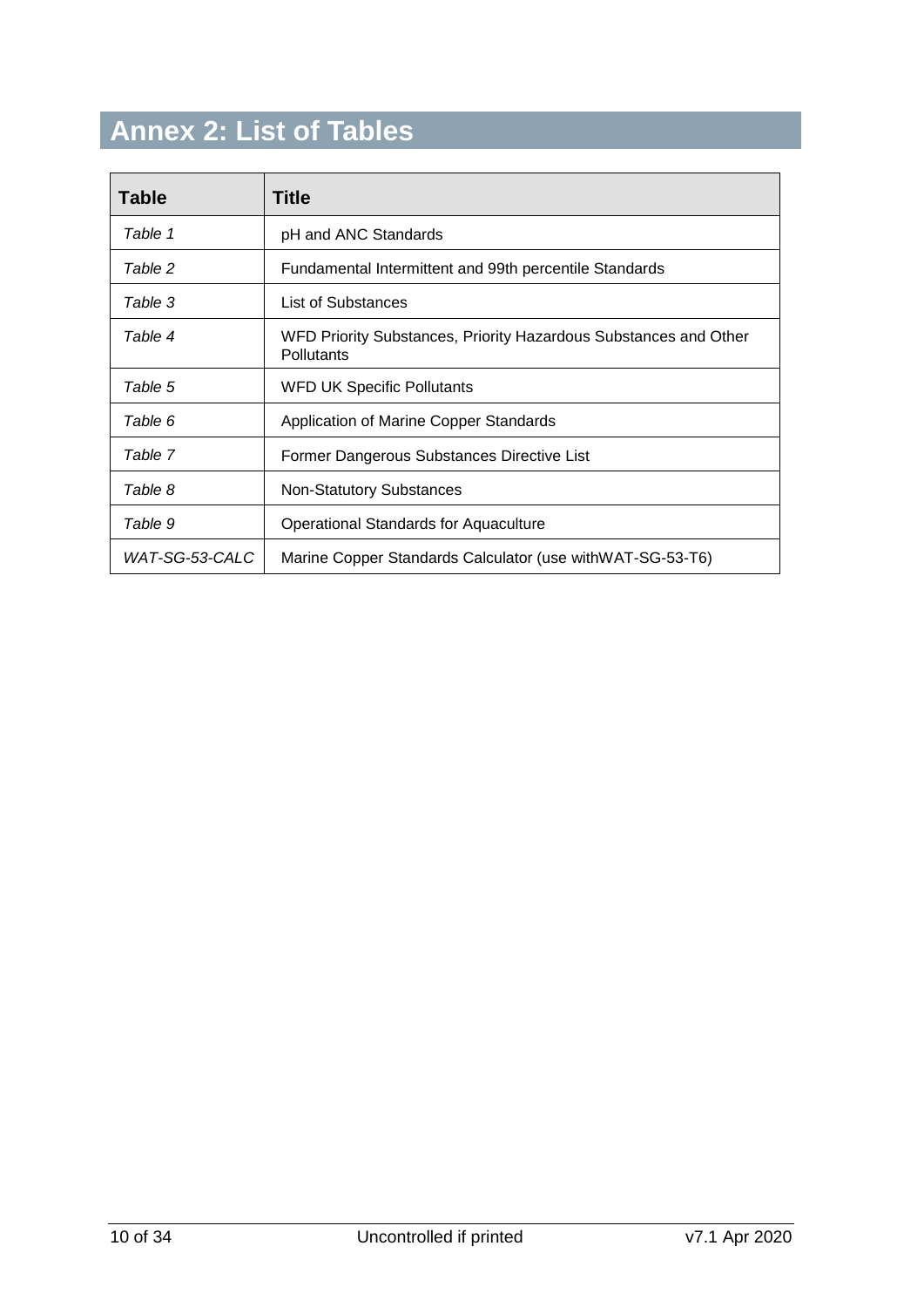# Annex 2: List of Tables

| Table | Title |
|---|---|
| *Table 1* | pH and ANC Standards |
| *Table 2* | Fundamental Intermittent and 99th percentile Standards |
| *Table 3* | List of Substances |
| *Table 4* | WFD Priority Substances, Priority Hazardous Substances and Other Pollutants |
| *Table 5* | WFD UK Specific Pollutants |
| *Table 6* | Application of Marine Copper Standards |
| *Table 7* | Former Dangerous Substances Directive List |
| *Table 8* | Non-Statutory Substances |
| *Table 9* | Operational Standards for Aquaculture |
| *WAT-SG-53-CALC* | Marine Copper Standards Calculator (use withWAT-SG-53-T6) |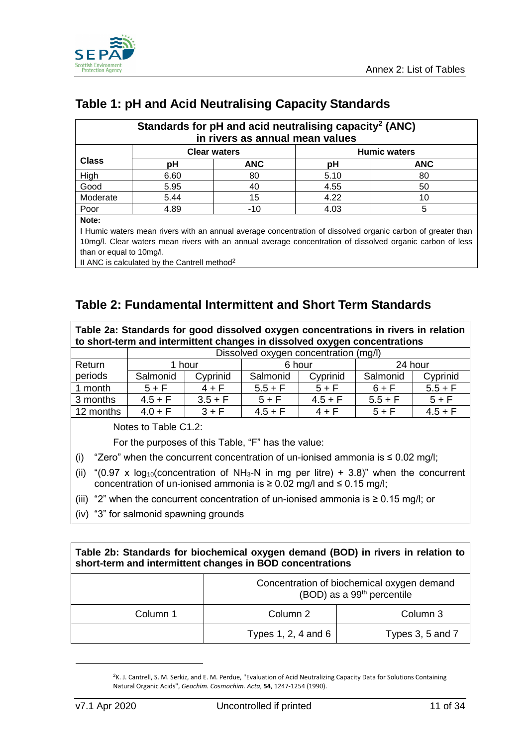## Table 1: pH and Acid Neutralising Capacity Standards

| Standards for pH and acid neutralising capacity[2] (ANC) in rivers as annual mean values | | | | |
|---|---|---|---|---|
| **Class** | **Clear waters** | | **Humic waters** | |
| | **pH** | **ANC** | **pH** | **ANC** |
| High | 6.60 | 80 | 5.10 | 80 |
| Good | 5.95 | 40 | 4.55 | 50 |
| Moderate | 5.44 | 15 | 4.22 | 10 |
| Poor | 4.89 | -10 | 4.03 | 5 |

**Note:**

I Humic waters mean rivers with an annual average concentration of dissolved organic carbon of greater than 10mg/l. Clear waters mean rivers with an annual average concentration of dissolved organic carbon of less than or equal to 10mg/l.

II ANC is calculated by the Cantrell method[2]

## Table 2: Fundamental Intermittent and Short Term Standards

**Table 2a: Standards for good dissolved oxygen concentrations in rivers in relation to short-term and intermittent changes in dissolved oxygen concentrations**

| | Dissolved oxygen concentration (mg/l) | | | | | |
|---|---|---|---|---|---|---|
| Return periods | 1 hour | | 6 hour | | 24 hour | |
| | Salmonid | Cyprinid | Salmonid | Cyprinid | Salmonid | Cyprinid |
| 1 month | 5 + F | 4 + F | 5.5 + F | 5 + F | 6 + F | 5.5 + F |
| 3 months | 4.5 + F | 3.5 + F | 5 + F | 4.5 + F | 5.5 + F | 5 + F |
| 12 months | 4.0 + F | 3 + F | 4.5 + F | 4 + F | 5 + F | 4.5 + F |

Notes to Table C1.2:

For the purposes of this Table, "F" has the value:

(i) "Zero" when the concurrent concentration of un-ionised ammonia is ≤ 0.02 mg/l;

(ii) "(0.97 x $\log_{10}$(concentration of $NH_3$-N in mg per litre) + 3.8)" when the concurrent concentration of un-ionised ammonia is ≥ 0.02 mg/l and ≤ 0.15 mg/l;

(iii) "2" when the concurrent concentration of un-ionised ammonia is ≥ 0.15 mg/l; or

(iv) "3" for salmonid spawning grounds

**Table 2b: Standards for biochemical oxygen demand (BOD) in rivers in relation to short-term and intermittent changes in BOD concentrations**

| | Concentration of biochemical oxygen demand (BOD) as a 99th percentile | |
|---|---|---|
| Column 1 | Column 2 | Column 3 |
| | Types 1, 2, 4 and 6 | Types 3, 5 and 7 |

[2] K. J. Cantrell, S. M. Serkiz, and E. M. Perdue, "Evaluation of Acid Neutralizing Capacity Data for Solutions Containing Natural Organic Acids", *Geochim. Cosmochim. Acta*, **54**, 1247-1254 (1990).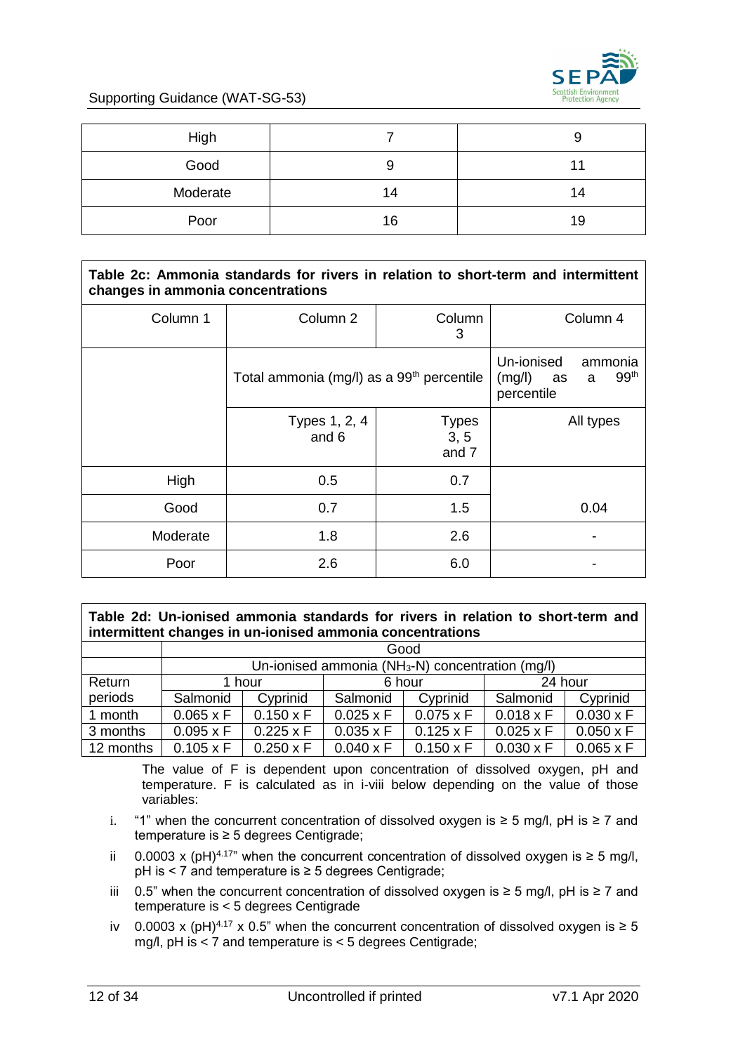| High | 7 | 9 |
|---|---|---|
| Good | 9 | 11 |
| Moderate | 14 | 14 |
| Poor | 16 | 19 |

**Table 2c: Ammonia standards for rivers in relation to short-term and intermittent changes in ammonia concentrations**

| Column 1 | Column 2 | Column 3 | Column 4 |
|---|---|---|---|
| | Total ammonia (mg/l) as a 99th percentile | | Un-ionised ammonia (mg/l) as a 99th percentile |
| | Types 1, 2, 4 and 6 | Types 3, 5 and 7 | All types |
| High | 0.5 | 0.7 | 0.04 |
| Good | 0.7 | 1.5 | |
| Moderate | 1.8 | 2.6 | - |
| Poor | 2.6 | 6.0 | - |

**Table 2d: Un-ionised ammonia standards for rivers in relation to short-term and intermittent changes in un-ionised ammonia concentrations**

| | Good | | | | | |
|---|---|---|---|---|---|---|
| | Un-ionised ammonia ($NH_3$-N) concentration (mg/l) | | | | | |
| Return periods | 1 hour | | 6 hour | | 24 hour | |
| | Salmonid | Cyprinid | Salmonid | Cyprinid | Salmonid | Cyprinid |
| 1 month | 0.065 x F | 0.150 x F | 0.025 x F | 0.075 x F | 0.018 x F | 0.030 x F |
| 3 months | 0.095 x F | 0.225 x F | 0.035 x F | 0.125 x F | 0.025 x F | 0.050 x F |
| 12 months | 0.105 x F | 0.250 x F | 0.040 x F | 0.150 x F | 0.030 x F | 0.065 x F |

The value of F is dependent upon concentration of dissolved oxygen, pH and temperature. F is calculated as in i-viii below depending on the value of those variables:

i. "1" when the concurrent concentration of dissolved oxygen is ≥ 5 mg/l, pH is ≥ 7 and temperature is ≥ 5 degrees Centigrade;

ii $0.0003 \times (pH)^{4.17}$" when the concurrent concentration of dissolved oxygen is ≥ 5 mg/l, pH is < 7 and temperature is ≥ 5 degrees Centigrade;

iii 0.5" when the concurrent concentration of dissolved oxygen is ≥ 5 mg/l, pH is ≥ 7 and temperature is < 5 degrees Centigrade

iv $0.0003 \times (pH)^{4.17} \times 0.5$" when the concurrent concentration of dissolved oxygen is ≥ 5 mg/l, pH is < 7 and temperature is < 5 degrees Centigrade;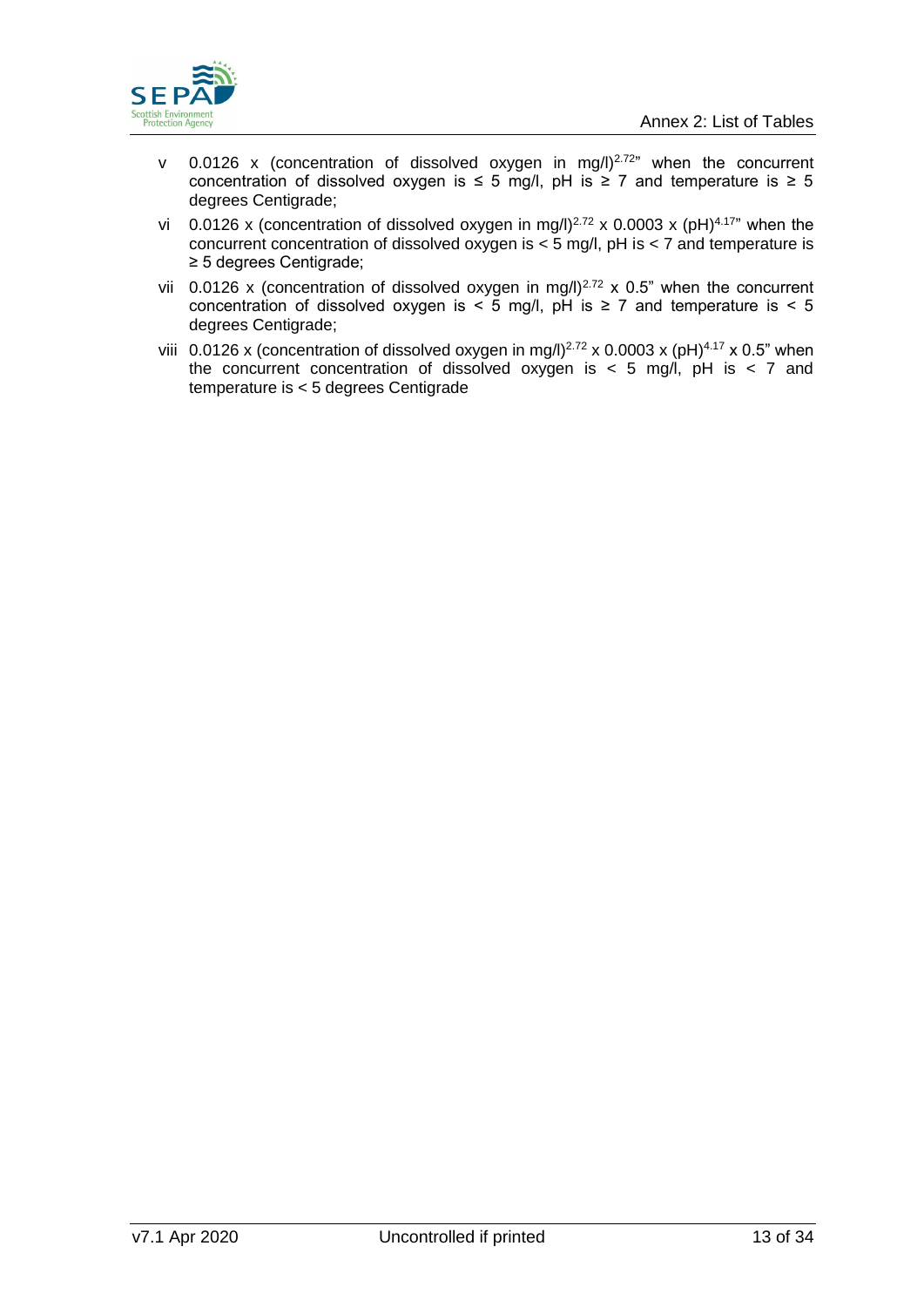v   0.0126 x (concentration of dissolved oxygen in mg/l)$^{2.72}$" when the concurrent concentration of dissolved oxygen is ≤ 5 mg/l, pH is ≥ 7 and temperature is ≥ 5 degrees Centigrade;

vi   0.0126 x (concentration of dissolved oxygen in mg/l)$^{2.72}$ x 0.0003 x (pH)$^{4.17}$" when the concurrent concentration of dissolved oxygen is < 5 mg/l, pH is < 7 and temperature is ≥ 5 degrees Centigrade;

vii   0.0126 x (concentration of dissolved oxygen in mg/l)$^{2.72}$ x 0.5" when the concurrent concentration of dissolved oxygen is < 5 mg/l, pH is ≥ 7 and temperature is < 5 degrees Centigrade;

viii   0.0126 x (concentration of dissolved oxygen in mg/l)$^{2.72}$ x 0.0003 x (pH)$^{4.17}$ x 0.5" when the concurrent concentration of dissolved oxygen is < 5 mg/l, pH is < 7 and temperature is < 5 degrees Centigrade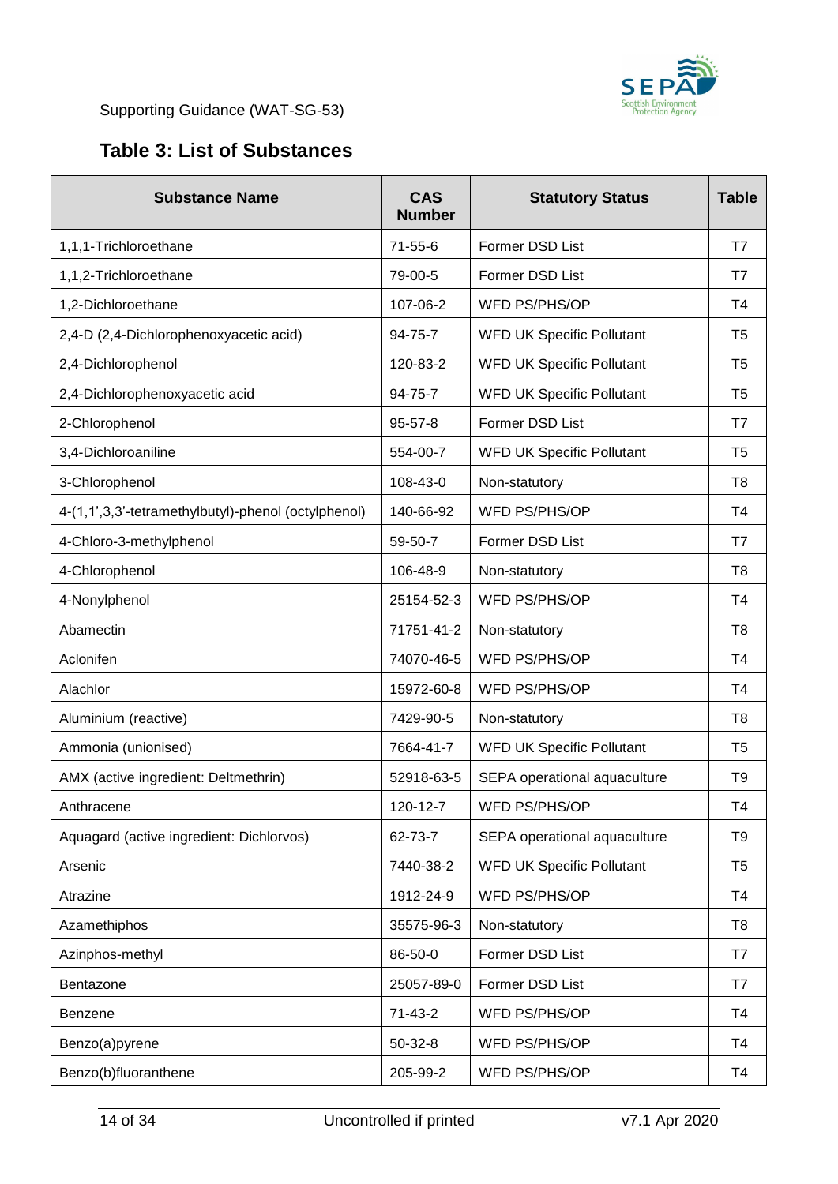## Table 3: List of Substances

| Substance Name | CAS Number | Statutory Status | Table |
|---|---|---|---|
| 1,1,1-Trichloroethane | 71-55-6 | Former DSD List | T7 |
| 1,1,2-Trichloroethane | 79-00-5 | Former DSD List | T7 |
| 1,2-Dichloroethane | 107-06-2 | WFD PS/PHS/OP | T4 |
| 2,4-D (2,4-Dichlorophenoxyacetic acid) | 94-75-7 | WFD UK Specific Pollutant | T5 |
| 2,4-Dichlorophenol | 120-83-2 | WFD UK Specific Pollutant | T5 |
| 2,4-Dichlorophenoxyacetic acid | 94-75-7 | WFD UK Specific Pollutant | T5 |
| 2-Chlorophenol | 95-57-8 | Former DSD List | T7 |
| 3,4-Dichloroaniline | 554-00-7 | WFD UK Specific Pollutant | T5 |
| 3-Chlorophenol | 108-43-0 | Non-statutory | T8 |
| 4-(1,1',3,3'-tetramethylbutyl)-phenol (octylphenol) | 140-66-92 | WFD PS/PHS/OP | T4 |
| 4-Chloro-3-methylphenol | 59-50-7 | Former DSD List | T7 |
| 4-Chlorophenol | 106-48-9 | Non-statutory | T8 |
| 4-Nonylphenol | 25154-52-3 | WFD PS/PHS/OP | T4 |
| Abamectin | 71751-41-2 | Non-statutory | T8 |
| Aclonifen | 74070-46-5 | WFD PS/PHS/OP | T4 |
| Alachlor | 15972-60-8 | WFD PS/PHS/OP | T4 |
| Aluminium (reactive) | 7429-90-5 | Non-statutory | T8 |
| Ammonia (unionised) | 7664-41-7 | WFD UK Specific Pollutant | T5 |
| AMX (active ingredient: Deltmethrin) | 52918-63-5 | SEPA operational aquaculture | T9 |
| Anthracene | 120-12-7 | WFD PS/PHS/OP | T4 |
| Aquagard (active ingredient: Dichlorvos) | 62-73-7 | SEPA operational aquaculture | T9 |
| Arsenic | 7440-38-2 | WFD UK Specific Pollutant | T5 |
| Atrazine | 1912-24-9 | WFD PS/PHS/OP | T4 |
| Azamethiphos | 35575-96-3 | Non-statutory | T8 |
| Azinphos-methyl | 86-50-0 | Former DSD List | T7 |
| Bentazone | 25057-89-0 | Former DSD List | T7 |
| Benzene | 71-43-2 | WFD PS/PHS/OP | T4 |
| Benzo(a)pyrene | 50-32-8 | WFD PS/PHS/OP | T4 |
| Benzo(b)fluoranthene | 205-99-2 | WFD PS/PHS/OP | T4 |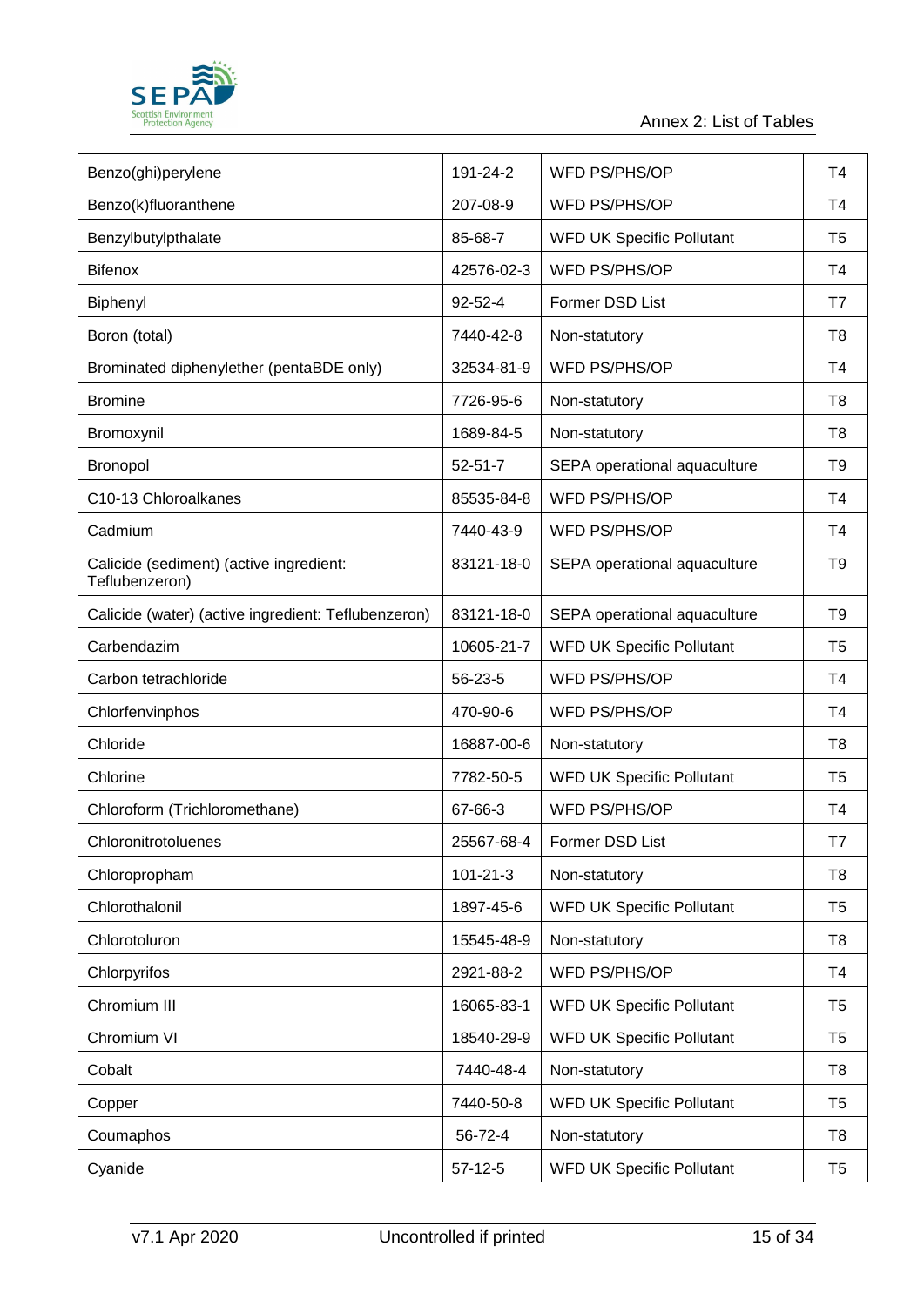| | | | |
|---|---|---|---|
| Benzo(ghi)perylene | 191-24-2 | WFD PS/PHS/OP | T4 |
| Benzo(k)fluoranthene | 207-08-9 | WFD PS/PHS/OP | T4 |
| Benzylbutylpthalate | 85-68-7 | WFD UK Specific Pollutant | T5 |
| Bifenox | 42576-02-3 | WFD PS/PHS/OP | T4 |
| Biphenyl | 92-52-4 | Former DSD List | T7 |
| Boron (total) | 7440-42-8 | Non-statutory | T8 |
| Brominated diphenylether (pentaBDE only) | 32534-81-9 | WFD PS/PHS/OP | T4 |
| Bromine | 7726-95-6 | Non-statutory | T8 |
| Bromoxynil | 1689-84-5 | Non-statutory | T8 |
| Bronopol | 52-51-7 | SEPA operational aquaculture | T9 |
| C10-13 Chloroalkanes | 85535-84-8 | WFD PS/PHS/OP | T4 |
| Cadmium | 7440-43-9 | WFD PS/PHS/OP | T4 |
| Calicide (sediment) (active ingredient: Teflubenzeron) | 83121-18-0 | SEPA operational aquaculture | T9 |
| Calicide (water) (active ingredient: Teflubenzeron) | 83121-18-0 | SEPA operational aquaculture | T9 |
| Carbendazim | 10605-21-7 | WFD UK Specific Pollutant | T5 |
| Carbon tetrachloride | 56-23-5 | WFD PS/PHS/OP | T4 |
| Chlorfenvinphos | 470-90-6 | WFD PS/PHS/OP | T4 |
| Chloride | 16887-00-6 | Non-statutory | T8 |
| Chlorine | 7782-50-5 | WFD UK Specific Pollutant | T5 |
| Chloroform (Trichloromethane) | 67-66-3 | WFD PS/PHS/OP | T4 |
| Chloronitrotoluenes | 25567-68-4 | Former DSD List | T7 |
| Chloropropham | 101-21-3 | Non-statutory | T8 |
| Chlorothalonil | 1897-45-6 | WFD UK Specific Pollutant | T5 |
| Chlorotoluron | 15545-48-9 | Non-statutory | T8 |
| Chlorpyrifos | 2921-88-2 | WFD PS/PHS/OP | T4 |
| Chromium III | 16065-83-1 | WFD UK Specific Pollutant | T5 |
| Chromium VI | 18540-29-9 | WFD UK Specific Pollutant | T5 |
| Cobalt | 7440-48-4 | Non-statutory | T8 |
| Copper | 7440-50-8 | WFD UK Specific Pollutant | T5 |
| Coumaphos | 56-72-4 | Non-statutory | T8 |
| Cyanide | 57-12-5 | WFD UK Specific Pollutant | T5 |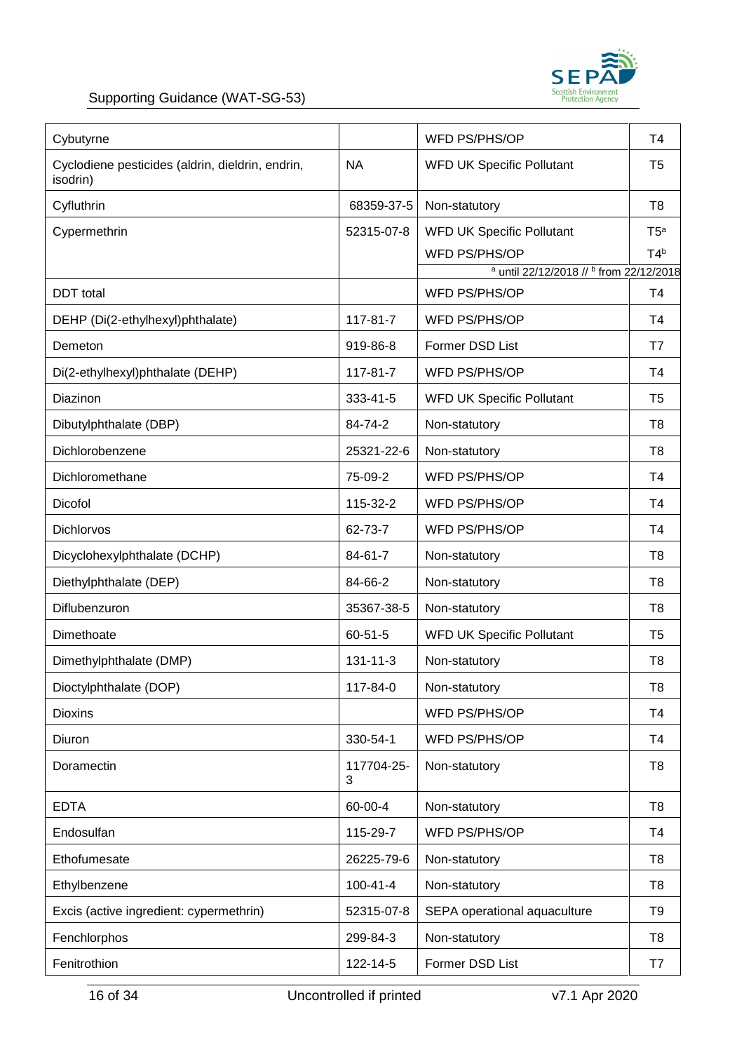| Cybutyrne | | WFD PS/PHS/OP | T4 |
|---|---|---|---|
| Cyclodiene pesticides (aldrin, dieldrin, endrin, isodrin) | NA | WFD UK Specific Pollutant | T5 |
| Cyfluthrin | 68359-37-5 | Non-statutory | T8 |
| Cypermethrin | 52315-07-8 | WFD UK Specific Pollutant<br>WFD PS/PHS/OP<br>[a] until 22/12/2018 // [b] from 22/12/2018 | T5[a]<br>T4[b] |
| DDT total | | WFD PS/PHS/OP | T4 |
| DEHP (Di(2-ethylhexyl)phthalate) | 117-81-7 | WFD PS/PHS/OP | T4 |
| Demeton | 919-86-8 | Former DSD List | T7 |
| Di(2-ethylhexyl)phthalate (DEHP) | 117-81-7 | WFD PS/PHS/OP | T4 |
| Diazinon | 333-41-5 | WFD UK Specific Pollutant | T5 |
| Dibutylphthalate (DBP) | 84-74-2 | Non-statutory | T8 |
| Dichlorobenzene | 25321-22-6 | Non-statutory | T8 |
| Dichloromethane | 75-09-2 | WFD PS/PHS/OP | T4 |
| Dicofol | 115-32-2 | WFD PS/PHS/OP | T4 |
| Dichlorvos | 62-73-7 | WFD PS/PHS/OP | T4 |
| Dicyclohexylphthalate (DCHP) | 84-61-7 | Non-statutory | T8 |
| Diethylphthalate (DEP) | 84-66-2 | Non-statutory | T8 |
| Diflubenzuron | 35367-38-5 | Non-statutory | T8 |
| Dimethoate | 60-51-5 | WFD UK Specific Pollutant | T5 |
| Dimethylphthalate (DMP) | 131-11-3 | Non-statutory | T8 |
| Dioctylphthalate (DOP) | 117-84-0 | Non-statutory | T8 |
| Dioxins | | WFD PS/PHS/OP | T4 |
| Diuron | 330-54-1 | WFD PS/PHS/OP | T4 |
| Doramectin | 117704-25-3 | Non-statutory | T8 |
| EDTA | 60-00-4 | Non-statutory | T8 |
| Endosulfan | 115-29-7 | WFD PS/PHS/OP | T4 |
| Ethofumesate | 26225-79-6 | Non-statutory | T8 |
| Ethylbenzene | 100-41-4 | Non-statutory | T8 |
| Excis (active ingredient: cypermethrin) | 52315-07-8 | SEPA operational aquaculture | T9 |
| Fenchlorphos | 299-84-3 | Non-statutory | T8 |
| Fenitrothion | 122-14-5 | Former DSD List | T7 |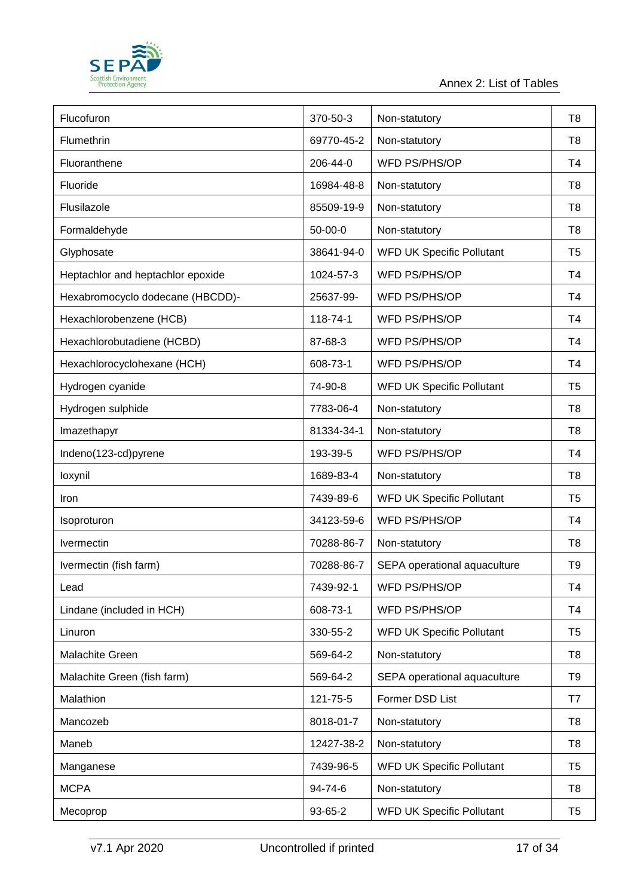| Flucofuron | 370-50-3 | Non-statutory | T8 |
|---|---|---|---|
| Flumethrin | 69770-45-2 | Non-statutory | T8 |
| Fluoranthene | 206-44-0 | WFD PS/PHS/OP | T4 |
| Fluoride | 16984-48-8 | Non-statutory | T8 |
| Flusilazole | 85509-19-9 | Non-statutory | T8 |
| Formaldehyde | 50-00-0 | Non-statutory | T8 |
| Glyphosate | 38641-94-0 | WFD UK Specific Pollutant | T5 |
| Heptachlor and heptachlor epoxide | 1024-57-3 | WFD PS/PHS/OP | T4 |
| Hexabromocyclo dodecane (HBCDD)- | 25637-99- | WFD PS/PHS/OP | T4 |
| Hexachlorobenzene (HCB) | 118-74-1 | WFD PS/PHS/OP | T4 |
| Hexachlorobutadiene (HCBD) | 87-68-3 | WFD PS/PHS/OP | T4 |
| Hexachlorocyclohexane (HCH) | 608-73-1 | WFD PS/PHS/OP | T4 |
| Hydrogen cyanide | 74-90-8 | WFD UK Specific Pollutant | T5 |
| Hydrogen sulphide | 7783-06-4 | Non-statutory | T8 |
| Imazethapyr | 81334-34-1 | Non-statutory | T8 |
| Indeno(123-cd)pyrene | 193-39-5 | WFD PS/PHS/OP | T4 |
| Ioxynil | 1689-83-4 | Non-statutory | T8 |
| Iron | 7439-89-6 | WFD UK Specific Pollutant | T5 |
| Isoproturon | 34123-59-6 | WFD PS/PHS/OP | T4 |
| Ivermectin | 70288-86-7 | Non-statutory | T8 |
| Ivermectin (fish farm) | 70288-86-7 | SEPA operational aquaculture | T9 |
| Lead | 7439-92-1 | WFD PS/PHS/OP | T4 |
| Lindane (included in HCH) | 608-73-1 | WFD PS/PHS/OP | T4 |
| Linuron | 330-55-2 | WFD UK Specific Pollutant | T5 |
| Malachite Green | 569-64-2 | Non-statutory | T8 |
| Malachite Green (fish farm) | 569-64-2 | SEPA operational aquaculture | T9 |
| Malathion | 121-75-5 | Former DSD List | T7 |
| Mancozeb | 8018-01-7 | Non-statutory | T8 |
| Maneb | 12427-38-2 | Non-statutory | T8 |
| Manganese | 7439-96-5 | WFD UK Specific Pollutant | T5 |
| MCPA | 94-74-6 | Non-statutory | T8 |
| Mecoprop | 93-65-2 | WFD UK Specific Pollutant | T5 |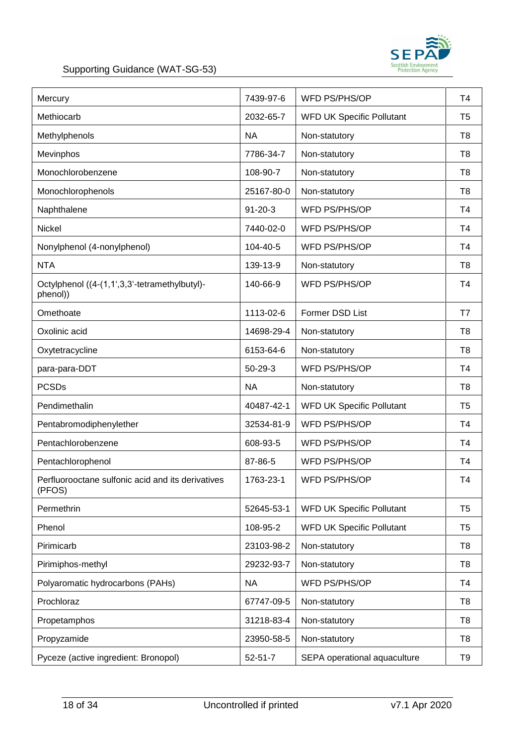| Mercury | 7439-97-6 | WFD PS/PHS/OP | T4 |
|---|---|---|---|
| Methiocarb | 2032-65-7 | WFD UK Specific Pollutant | T5 |
| Methylphenols | NA | Non-statutory | T8 |
| Mevinphos | 7786-34-7 | Non-statutory | T8 |
| Monochlorobenzene | 108-90-7 | Non-statutory | T8 |
| Monochlorophenols | 25167-80-0 | Non-statutory | T8 |
| Naphthalene | 91-20-3 | WFD PS/PHS/OP | T4 |
| Nickel | 7440-02-0 | WFD PS/PHS/OP | T4 |
| Nonylphenol (4-nonylphenol) | 104-40-5 | WFD PS/PHS/OP | T4 |
| NTA | 139-13-9 | Non-statutory | T8 |
| Octylphenol ((4-(1,1',3,3'-tetramethylbutyl)-phenol)) | 140-66-9 | WFD PS/PHS/OP | T4 |
| Omethoate | 1113-02-6 | Former DSD List | T7 |
| Oxolinic acid | 14698-29-4 | Non-statutory | T8 |
| Oxytetracycline | 6153-64-6 | Non-statutory | T8 |
| para-para-DDT | 50-29-3 | WFD PS/PHS/OP | T4 |
| PCSDs | NA | Non-statutory | T8 |
| Pendimethalin | 40487-42-1 | WFD UK Specific Pollutant | T5 |
| Pentabromodiphenylether | 32534-81-9 | WFD PS/PHS/OP | T4 |
| Pentachlorobenzene | 608-93-5 | WFD PS/PHS/OP | T4 |
| Pentachlorophenol | 87-86-5 | WFD PS/PHS/OP | T4 |
| Perfluorooctane sulfonic acid and its derivatives (PFOS) | 1763-23-1 | WFD PS/PHS/OP | T4 |
| Permethrin | 52645-53-1 | WFD UK Specific Pollutant | T5 |
| Phenol | 108-95-2 | WFD UK Specific Pollutant | T5 |
| Pirimicarb | 23103-98-2 | Non-statutory | T8 |
| Pirimiphos-methyl | 29232-93-7 | Non-statutory | T8 |
| Polyaromatic hydrocarbons (PAHs) | NA | WFD PS/PHS/OP | T4 |
| Prochloraz | 67747-09-5 | Non-statutory | T8 |
| Propetamphos | 31218-83-4 | Non-statutory | T8 |
| Propyzamide | 23950-58-5 | Non-statutory | T8 |
| Pyceze (active ingredient: Bronopol) | 52-51-7 | SEPA operational aquaculture | T9 |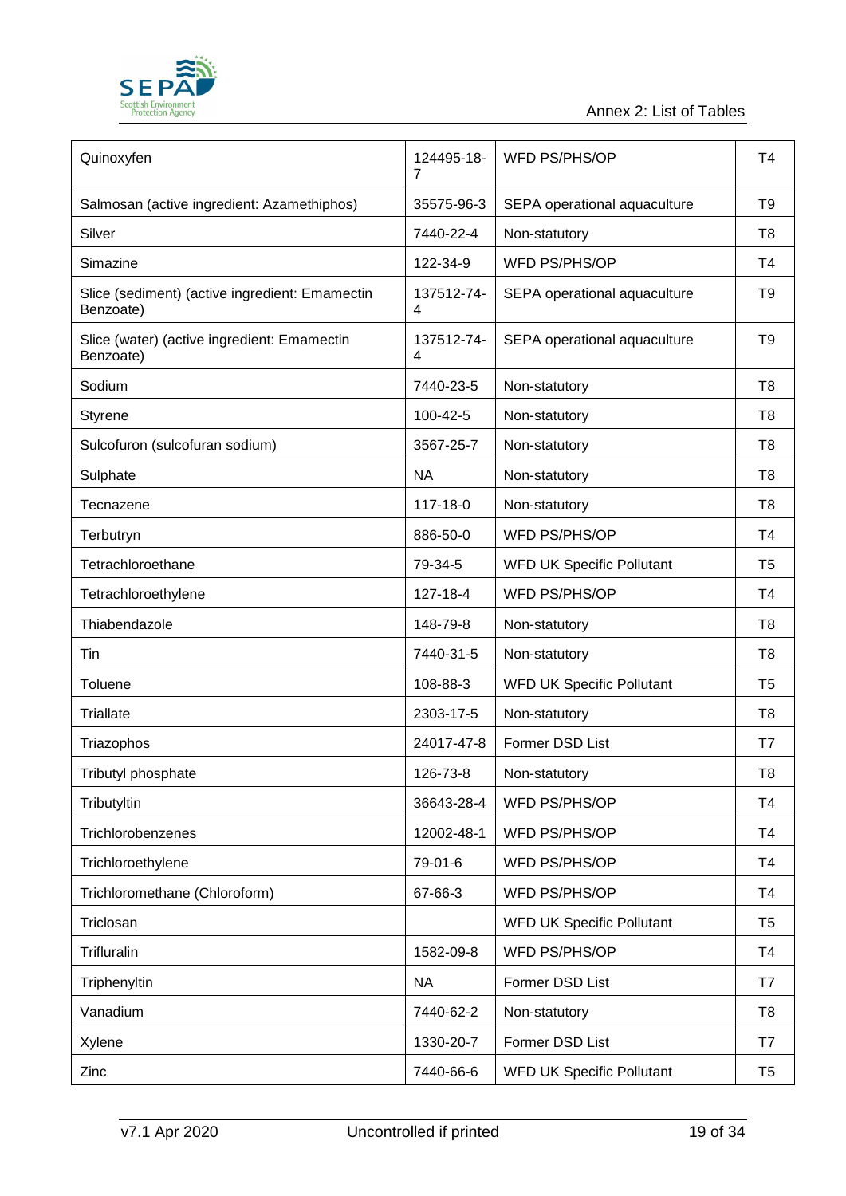| Quinoxyfen | 124495-18-7 | WFD PS/PHS/OP | T4 |
|---|---|---|---|
| Salmosan (active ingredient: Azamethiphos) | 35575-96-3 | SEPA operational aquaculture | T9 |
| Silver | 7440-22-4 | Non-statutory | T8 |
| Simazine | 122-34-9 | WFD PS/PHS/OP | T4 |
| Slice (sediment) (active ingredient: Emamectin Benzoate) | 137512-74-4 | SEPA operational aquaculture | T9 |
| Slice (water) (active ingredient: Emamectin Benzoate) | 137512-74-4 | SEPA operational aquaculture | T9 |
| Sodium | 7440-23-5 | Non-statutory | T8 |
| Styrene | 100-42-5 | Non-statutory | T8 |
| Sulcofuron (sulcofuran sodium) | 3567-25-7 | Non-statutory | T8 |
| Sulphate | NA | Non-statutory | T8 |
| Tecnazene | 117-18-0 | Non-statutory | T8 |
| Terbutryn | 886-50-0 | WFD PS/PHS/OP | T4 |
| Tetrachloroethane | 79-34-5 | WFD UK Specific Pollutant | T5 |
| Tetrachloroethylene | 127-18-4 | WFD PS/PHS/OP | T4 |
| Thiabendazole | 148-79-8 | Non-statutory | T8 |
| Tin | 7440-31-5 | Non-statutory | T8 |
| Toluene | 108-88-3 | WFD UK Specific Pollutant | T5 |
| Triallate | 2303-17-5 | Non-statutory | T8 |
| Triazophos | 24017-47-8 | Former DSD List | T7 |
| Tributyl phosphate | 126-73-8 | Non-statutory | T8 |
| Tributyltin | 36643-28-4 | WFD PS/PHS/OP | T4 |
| Trichlorobenzenes | 12002-48-1 | WFD PS/PHS/OP | T4 |
| Trichloroethylene | 79-01-6 | WFD PS/PHS/OP | T4 |
| Trichloromethane (Chloroform) | 67-66-3 | WFD PS/PHS/OP | T4 |
| Triclosan | | WFD UK Specific Pollutant | T5 |
| Trifluralin | 1582-09-8 | WFD PS/PHS/OP | T4 |
| Triphenyltin | NA | Former DSD List | T7 |
| Vanadium | 7440-62-2 | Non-statutory | T8 |
| Xylene | 1330-20-7 | Former DSD List | T7 |
| Zinc | 7440-66-6 | WFD UK Specific Pollutant | T5 |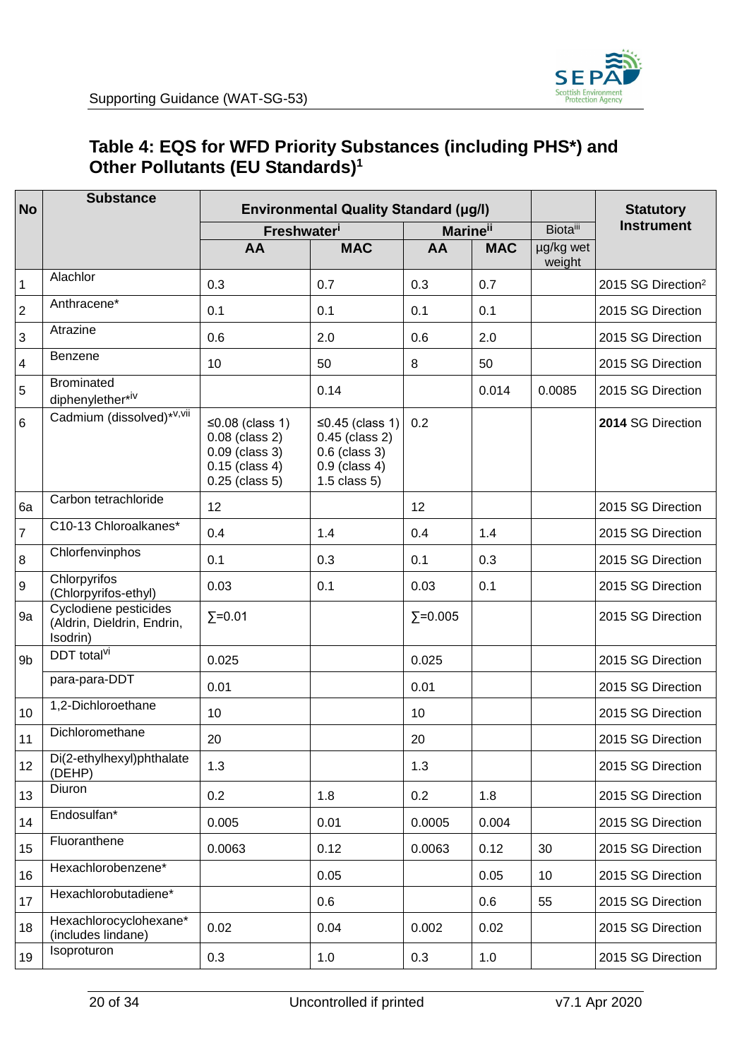## Table 4: EQS for WFD Priority Substances (including PHS*) and Other Pollutants (EU Standards)[1]

| No | Substance | Environmental Quality Standard (µg/l) | | | | | Statutory Instrument |
|---|---|---|---|---|---|---|---|
| | | Freshwater[i] | | Marine[ii] | | Biota[iii] | |
| | | AA | MAC | AA | MAC | µg/kg wet weight | |
| 1 | Alachlor | 0.3 | 0.7 | 0.3 | 0.7 | | 2015 SG Direction[2] |
| 2 | Anthracene* | 0.1 | 0.1 | 0.1 | 0.1 | | 2015 SG Direction |
| 3 | Atrazine | 0.6 | 2.0 | 0.6 | 2.0 | | 2015 SG Direction |
| 4 | Benzene | 10 | 50 | 8 | 50 | | 2015 SG Direction |
| 5 | Brominated diphenylether*[iv] | | 0.14 | | 0.014 | 0.0085 | 2015 SG Direction |
| 6 | Cadmium (dissolved)*[v,vii] | ≤0.08 (class 1) 0.08 (class 2) 0.09 (class 3) 0.15 (class 4) 0.25 (class 5) | ≤0.45 (class 1) 0.45 (class 2) 0.6 (class 3) 0.9 (class 4) 1.5 class 5) | 0.2 | | | **2014** SG Direction |
| 6a | Carbon tetrachloride | 12 | | 12 | | | 2015 SG Direction |
| 7 | C10-13 Chloroalkanes* | 0.4 | 1.4 | 0.4 | 1.4 | | 2015 SG Direction |
| 8 | Chlorfenvinphos | 0.1 | 0.3 | 0.1 | 0.3 | | 2015 SG Direction |
| 9 | Chlorpyrifos (Chlorpyrifos-ethyl) | 0.03 | 0.1 | 0.03 | 0.1 | | 2015 SG Direction |
| 9a | Cyclodiene pesticides (Aldrin, Dieldrin, Endrin, Isodrin) | ∑=0.01 | | ∑=0.005 | | | 2015 SG Direction |
| 9b | DDT total[vi] | 0.025 | | 0.025 | | | 2015 SG Direction |
| | para-para-DDT | 0.01 | | 0.01 | | | 2015 SG Direction |
| 10 | 1,2-Dichloroethane | 10 | | 10 | | | 2015 SG Direction |
| 11 | Dichloromethane | 20 | | 20 | | | 2015 SG Direction |
| 12 | Di(2-ethylhexyl)phthalate (DEHP) | 1.3 | | 1.3 | | | 2015 SG Direction |
| 13 | Diuron | 0.2 | 1.8 | 0.2 | 1.8 | | 2015 SG Direction |
| 14 | Endosulfan* | 0.005 | 0.01 | 0.0005 | 0.004 | | 2015 SG Direction |
| 15 | Fluoranthene | 0.0063 | 0.12 | 0.0063 | 0.12 | 30 | 2015 SG Direction |
| 16 | Hexachlorobenzene* | | 0.05 | | 0.05 | 10 | 2015 SG Direction |
| 17 | Hexachlorobutadiene* | | 0.6 | | 0.6 | 55 | 2015 SG Direction |
| 18 | Hexachlorocyclohexane* (includes lindane) | 0.02 | 0.04 | 0.002 | 0.02 | | 2015 SG Direction |
| 19 | Isoproturon | 0.3 | 1.0 | 0.3 | 1.0 | | 2015 SG Direction |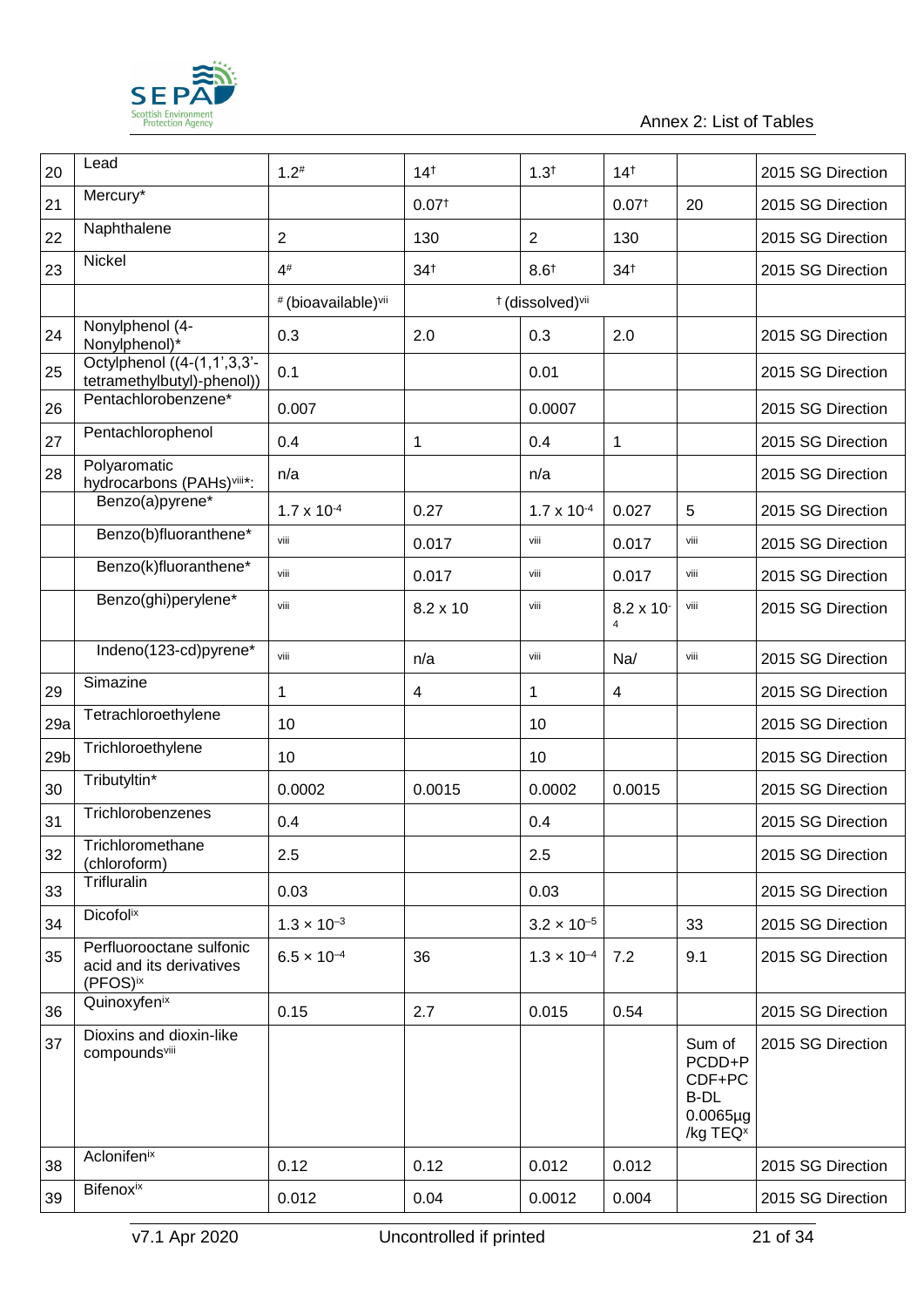| | | | | | | | |
|---|---|---|---|---|---|---|---|
| 20 | Lead | 1.2[#] | 14[†] | 1.3[†] | 14[†] | | 2015 SG Direction |
| 21 | Mercury* | | 0.07[†] | | 0.07[†] | 20 | 2015 SG Direction |
| 22 | Naphthalene | 2 | 130 | 2 | 130 | | 2015 SG Direction |
| 23 | Nickel | 4[#] | 34[†] | 8.6[†] | 34[†] | | 2015 SG Direction |
| | | [#] (bioavailable)[vii] | [†] (dissolved)[vii] | | | | |
| 24 | Nonylphenol (4-Nonylphenol)* | 0.3 | 2.0 | 0.3 | 2.0 | | 2015 SG Direction |
| 25 | Octylphenol ((4-(1,1',3,3'-tetramethylbutyl)-phenol)) | 0.1 | | 0.01 | | | 2015 SG Direction |
| 26 | Pentachlorobenzene* | 0.007 | | 0.0007 | | | 2015 SG Direction |
| 27 | Pentachlorophenol | 0.4 | 1 | 0.4 | 1 | | 2015 SG Direction |
| 28 | Polyaromatic hydrocarbons (PAHs)[viii]*: | n/a | | n/a | | | 2015 SG Direction |
| | Benzo(a)pyrene* | $1.7 \times 10^{-4}$ | 0.27 | $1.7 \times 10^{-4}$ | 0.027 | 5 | 2015 SG Direction |
| | Benzo(b)fluoranthene* | viii | 0.017 | viii | 0.017 | viii | 2015 SG Direction |
| | Benzo(k)fluoranthene* | viii | 0.017 | viii | 0.017 | viii | 2015 SG Direction |
| | Benzo(ghi)perylene* | viii | 8.2 x 10 | viii | $8.2 \times 10^{-4}$ | viii | 2015 SG Direction |
| | Indeno(123-cd)pyrene* | viii | n/a | viii | Na/ | viii | 2015 SG Direction |
| 29 | Simazine | 1 | 4 | 1 | 4 | | 2015 SG Direction |
| 29a | Tetrachloroethylene | 10 | | 10 | | | 2015 SG Direction |
| 29b | Trichloroethylene | 10 | | 10 | | | 2015 SG Direction |
| 30 | Tributyltin* | 0.0002 | 0.0015 | 0.0002 | 0.0015 | | 2015 SG Direction |
| 31 | Trichlorobenzenes | 0.4 | | 0.4 | | | 2015 SG Direction |
| 32 | Trichloromethane (chloroform) | 2.5 | | 2.5 | | | 2015 SG Direction |
| 33 | Trifluralin | 0.03 | | 0.03 | | | 2015 SG Direction |
| 34 | Dicofol[ix] | $1.3 \times 10^{-3}$ | | $3.2 \times 10^{-5}$ | | 33 | 2015 SG Direction |
| 35 | Perfluorooctane sulfonic acid and its derivatives (PFOS)[ix] | $6.5 \times 10^{-4}$ | 36 | $1.3 \times 10^{-4}$ | 7.2 | 9.1 | 2015 SG Direction |
| 36 | Quinoxyfen[ix] | 0.15 | 2.7 | 0.015 | 0.54 | | 2015 SG Direction |
| 37 | Dioxins and dioxin-like compounds[viii] | | | | | Sum of PCDD+PCDF+PCB-DL 0.0065µg /kg TEQ[x] | 2015 SG Direction |
| 38 | Aclonifen[ix] | 0.12 | 0.12 | 0.012 | 0.012 | | 2015 SG Direction |
| 39 | Bifenox[ix] | 0.012 | 0.04 | 0.0012 | 0.004 | | 2015 SG Direction |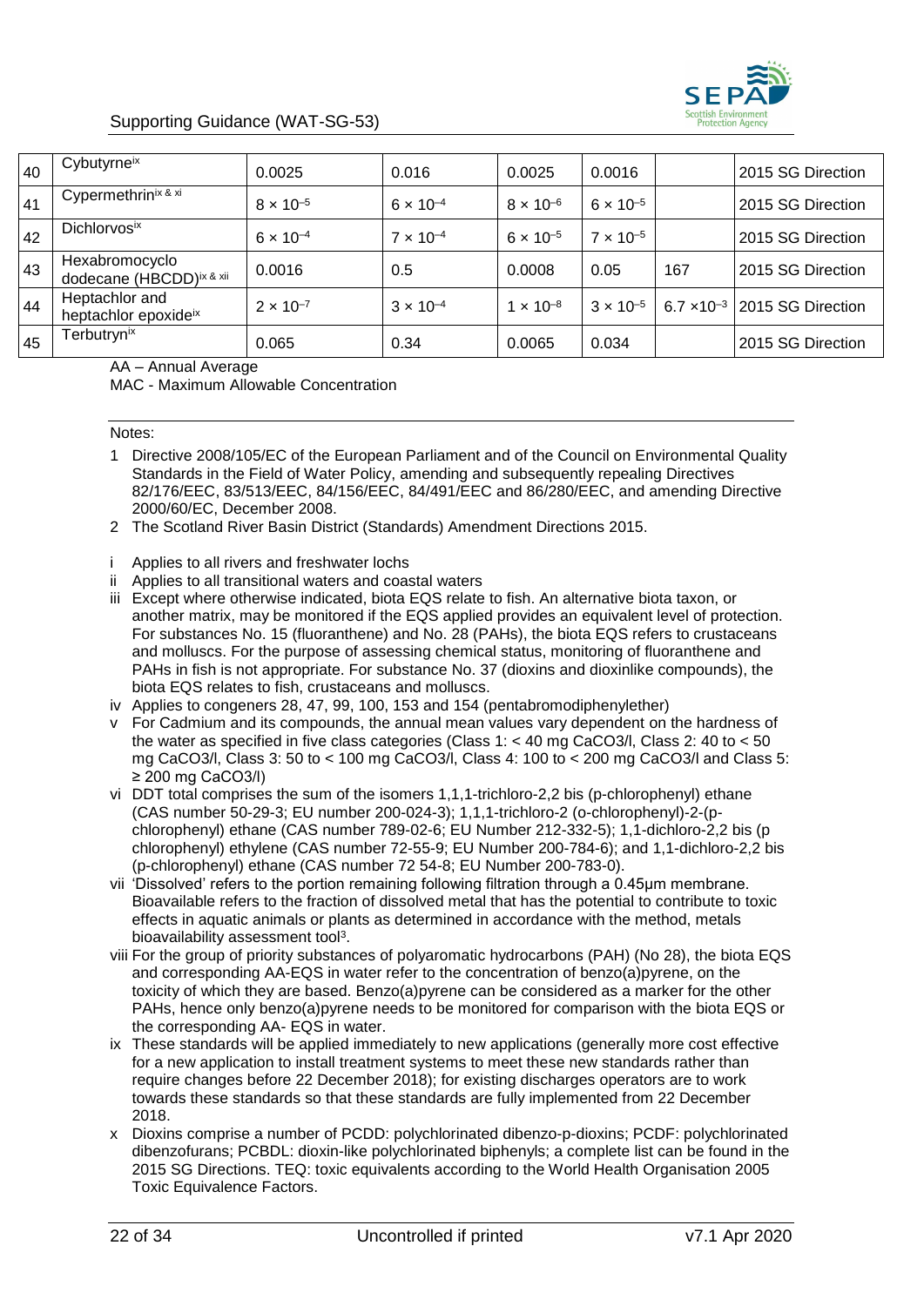| 40 | Cybutryne[ix] | 0.0025 | 0.016 | 0.0025 | 0.0016 | | 2015 SG Direction |
|---|---|---|---|---|---|---|---|
| 41 | Cypermethrin[ix & xi] | $8 \times 10^{-5}$ | $6 \times 10^{-4}$ | $8 \times 10^{-6}$ | $6 \times 10^{-5}$ | | 2015 SG Direction |
| 42 | Dichlorvos[ix] | $6 \times 10^{-4}$ | $7 \times 10^{-4}$ | $6 \times 10^{-5}$ | $7 \times 10^{-5}$ | | 2015 SG Direction |
| 43 | Hexabromocyclo dodecane (HBCDD)[ix & xii] | 0.0016 | 0.5 | 0.0008 | 0.05 | 167 | 2015 SG Direction |
| 44 | Heptachlor and heptachlor epoxide[ix] | $2 \times 10^{-7}$ | $3 \times 10^{-4}$ | $1 \times 10^{-8}$ | $3 \times 10^{-5}$ | $6.7 \times 10^{-3}$ | 2015 SG Direction |
| 45 | Terbutryn[ix] | 0.065 | 0.34 | 0.0065 | 0.034 | | 2015 SG Direction |

AA – Annual Average

MAC - Maximum Allowable Concentration

Notes:

1. Directive 2008/105/EC of the European Parliament and of the Council on Environmental Quality Standards in the Field of Water Policy, amending and subsequently repealing Directives 82/176/EEC, 83/513/EEC, 84/156/EEC, 84/491/EEC and 86/280/EEC, and amending Directive 2000/60/EC, December 2008.
2. The Scotland River Basin District (Standards) Amendment Directions 2015.

i Applies to all rivers and freshwater lochs

ii Applies to all transitional waters and coastal waters

iii Except where otherwise indicated, biota EQS relate to fish. An alternative biota taxon, or another matrix, may be monitored if the EQS applied provides an equivalent level of protection. For substances No. 15 (fluoranthene) and No. 28 (PAHs), the biota EQS refers to crustaceans and molluscs. For the purpose of assessing chemical status, monitoring of fluoranthene and PAHs in fish is not appropriate. For substance No. 37 (dioxins and dioxinlike compounds), the biota EQS relates to fish, crustaceans and molluscs.

iv Applies to congeners 28, 47, 99, 100, 153 and 154 (pentabromodiphenylether)

v For Cadmium and its compounds, the annual mean values vary dependent on the hardness of the water as specified in five class categories (Class 1: < 40 mg CaCO3/l, Class 2: 40 to < 50 mg CaCO3/l, Class 3: 50 to < 100 mg CaCO3/l, Class 4: 100 to < 200 mg CaCO3/l and Class 5: ≥ 200 mg CaCO3/l)

vi DDT total comprises the sum of the isomers 1,1,1-trichloro-2,2 bis (p-chlorophenyl) ethane (CAS number 50-29-3; EU number 200-024-3); 1,1,1-trichloro-2 (o-chlorophenyl)-2-(p-chlorophenyl) ethane (CAS number 789-02-6; EU Number 212-332-5); 1,1-dichloro-2,2 bis (p chlorophenyl) ethylene (CAS number 72-55-9; EU Number 200-784-6); and 1,1-dichloro-2,2 bis (p-chlorophenyl) ethane (CAS number 72 54-8; EU Number 200-783-0).

vii 'Dissolved' refers to the portion remaining following filtration through a 0.45μm membrane. Bioavailable refers to the fraction of dissolved metal that has the potential to contribute to toxic effects in aquatic animals or plants as determined in accordance with the method, metals bioavailability assessment tool[3].

viii For the group of priority substances of polyaromatic hydrocarbons (PAH) (No 28), the biota EQS and corresponding AA-EQS in water refer to the concentration of benzo(a)pyrene, on the toxicity of which they are based. Benzo(a)pyrene can be considered as a marker for the other PAHs, hence only benzo(a)pyrene needs to be monitored for comparison with the biota EQS or the corresponding AA- EQS in water.

ix These standards will be applied immediately to new applications (generally more cost effective for a new application to install treatment systems to meet these new standards rather than require changes before 22 December 2018); for existing discharges operators are to work towards these standards so that these standards are fully implemented from 22 December 2018.

x Dioxins comprise a number of PCDD: polychlorinated dibenzo-p-dioxins; PCDF: polychlorinated dibenzofurans; PCBDL: dioxin-like polychlorinated biphenyls; a complete list can be found in the 2015 SG Directions. TEQ: toxic equivalents according to the World Health Organisation 2005 Toxic Equivalence Factors.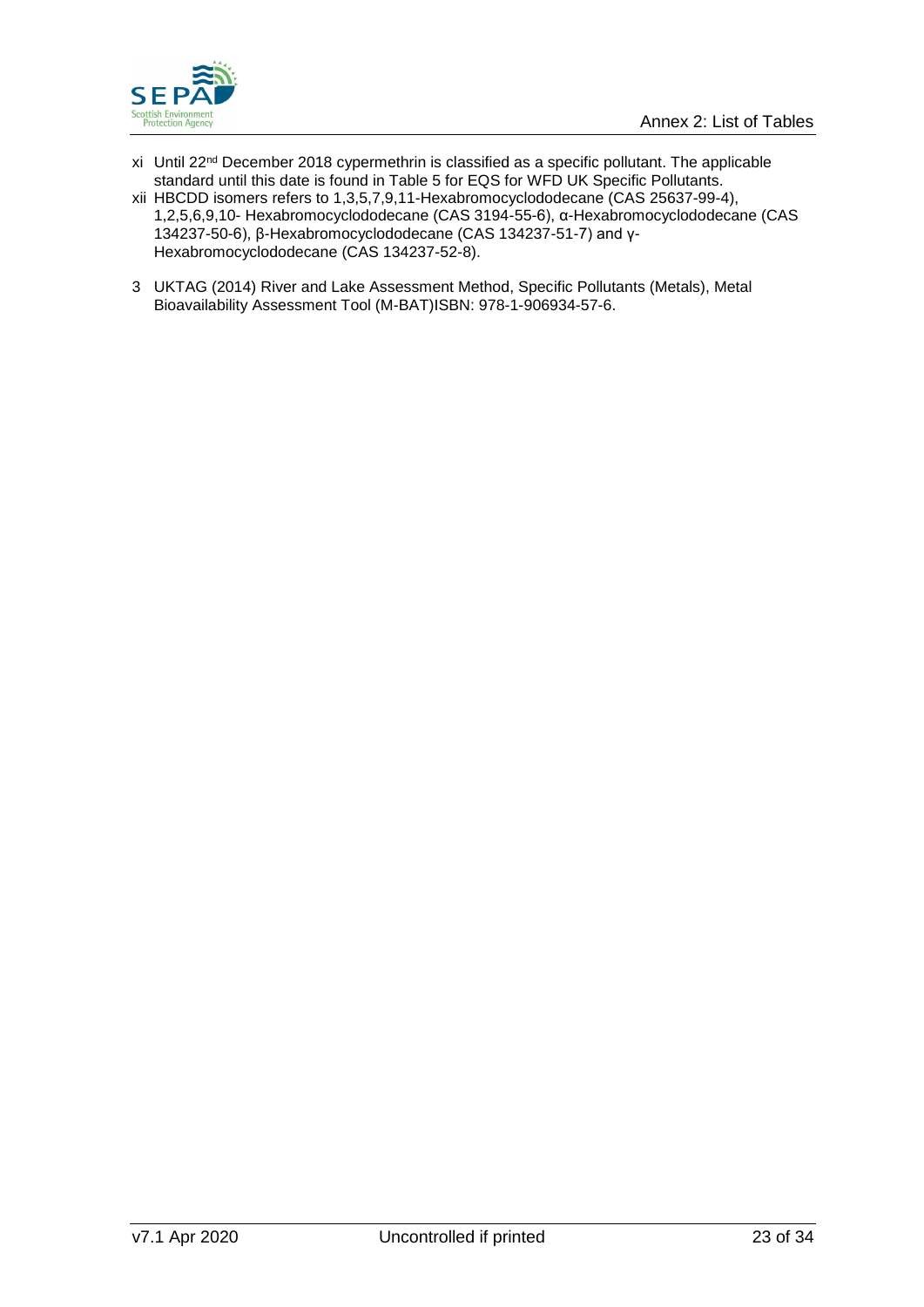xi Until 22nd December 2018 cypermethrin is classified as a specific pollutant. The applicable standard until this date is found in Table 5 for EQS for WFD UK Specific Pollutants.

xii HBCDD isomers refers to 1,3,5,7,9,11-Hexabromocyclododecane (CAS 25637-99-4), 1,2,5,6,9,10- Hexabromocyclododecane (CAS 3194-55-6), α-Hexabromocyclododecane (CAS 134237-50-6), β-Hexabromocyclododecane (CAS 134237-51-7) and γ-Hexabromocyclododecane (CAS 134237-52-8).

3 UKTAG (2014) River and Lake Assessment Method, Specific Pollutants (Metals), Metal Bioavailability Assessment Tool (M-BAT)ISBN: 978-1-906934-57-6.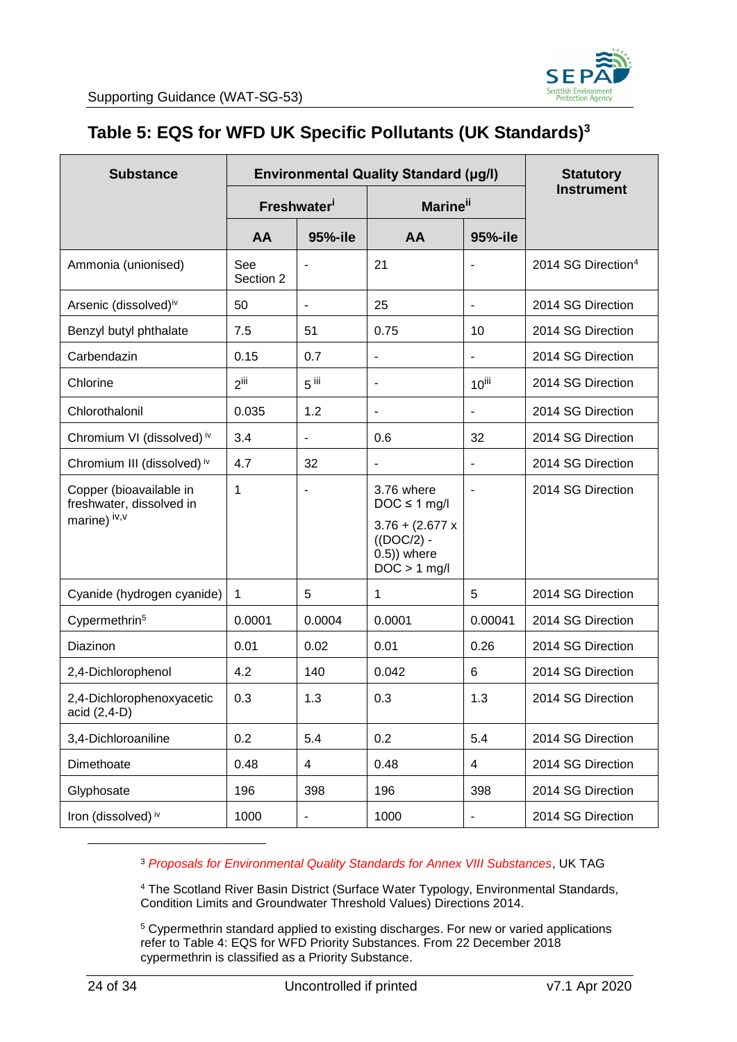## Table 5: EQS for WFD UK Specific Pollutants (UK Standards)[3]

| Substance | Environmental Quality Standard (µg/l) | | | | Statutory Instrument |
|---|---|---|---|---|---|
| | Freshwater[i] | | Marine[ii] | | |
| | AA | 95%-ile | AA | 95%-ile | |
| Ammonia (unionised) | See Section 2 | - | 21 | - | 2014 SG Direction[4] |
| Arsenic (dissolved)[iv] | 50 | - | 25 | - | 2014 SG Direction |
| Benzyl butyl phthalate | 7.5 | 51 | 0.75 | 10 | 2014 SG Direction |
| Carbendazin | 0.15 | 0.7 | - | - | 2014 SG Direction |
| Chlorine | 2[iii] | 5[iii] | - | 10[iii] | 2014 SG Direction |
| Chlorothalonil | 0.035 | 1.2 | - | - | 2014 SG Direction |
| Chromium VI (dissolved)[iv] | 3.4 | - | 0.6 | 32 | 2014 SG Direction |
| Chromium III (dissolved)[iv] | 4.7 | 32 | - | - | 2014 SG Direction |
| Copper (bioavailable in freshwater, dissolved in marine)[iv,v] | 1 | - | 3.76 where DOC ≤ 1 mg/l<br>3.76 + (2.677 x ((DOC/2) - 0.5)) where DOC > 1 mg/l | - | 2014 SG Direction |
| Cyanide (hydrogen cyanide) | 1 | 5 | 1 | 5 | 2014 SG Direction |
| Cypermethrin[5] | 0.0001 | 0.0004 | 0.0001 | 0.00041 | 2014 SG Direction |
| Diazinon | 0.01 | 0.02 | 0.01 | 0.26 | 2014 SG Direction |
| 2,4-Dichlorophenol | 4.2 | 140 | 0.042 | 6 | 2014 SG Direction |
| 2,4-Dichlorophenoxyacetic acid (2,4-D) | 0.3 | 1.3 | 0.3 | 1.3 | 2014 SG Direction |
| 3,4-Dichloroaniline | 0.2 | 5.4 | 0.2 | 5.4 | 2014 SG Direction |
| Dimethoate | 0.48 | 4 | 0.48 | 4 | 2014 SG Direction |
| Glyphosate | 196 | 398 | 196 | 398 | 2014 SG Direction |
| Iron (dissolved)[iv] | 1000 | - | 1000 | - | 2014 SG Direction |

[3] *Proposals for Environmental Quality Standards for Annex VIII Substances*, UK TAG

[4] The Scotland River Basin District (Surface Water Typology, Environmental Standards, Condition Limits and Groundwater Threshold Values) Directions 2014.

[5] Cypermethrin standard applied to existing discharges. For new or varied applications refer to Table 4: EQS for WFD Priority Substances. From 22 December 2018 cypermethrin is classified as a Priority Substance.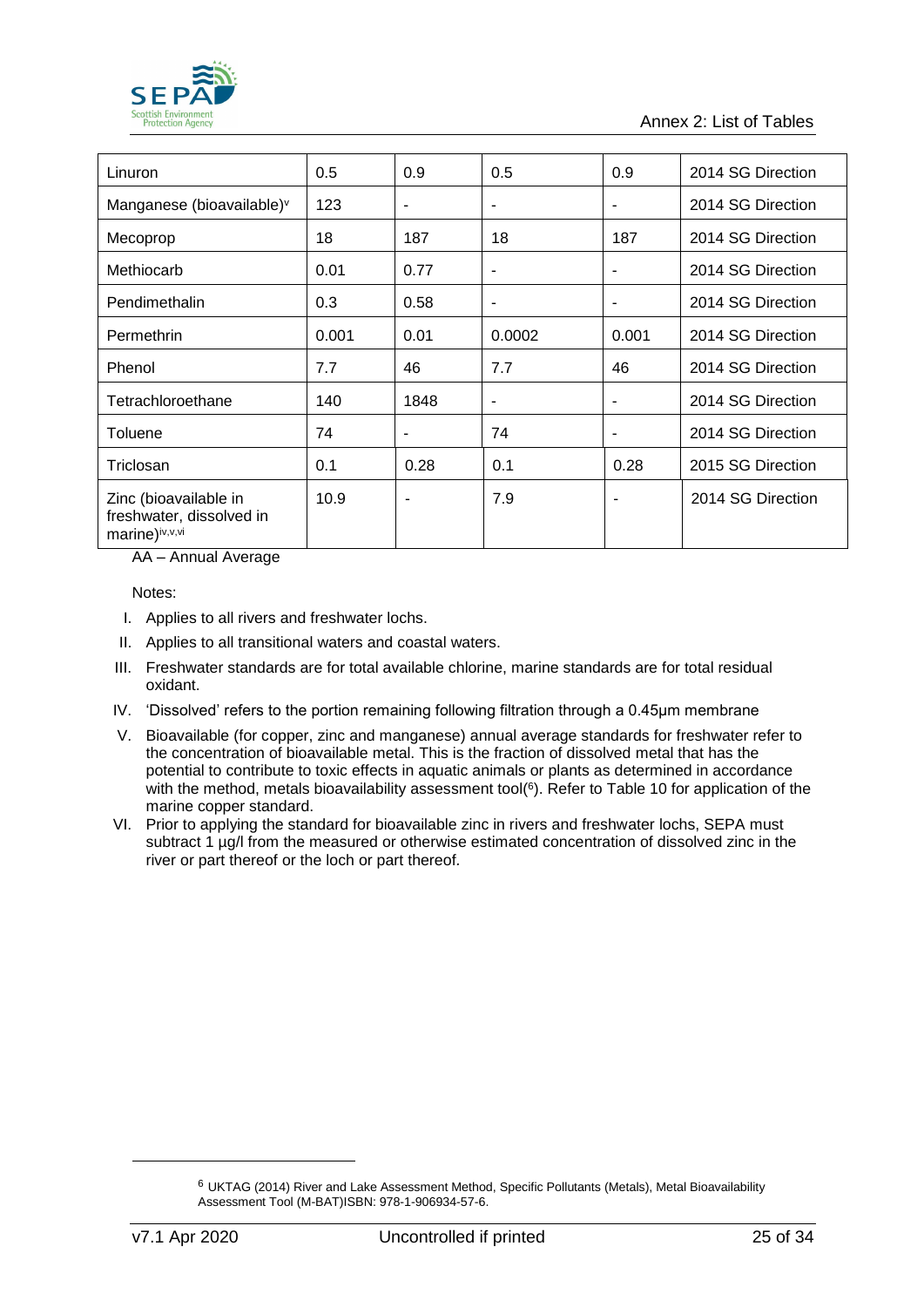| | | | | | |
|---|---|---|---|---|---|
| Linuron | 0.5 | 0.9 | 0.5 | 0.9 | 2014 SG Direction |
| Manganese (bioavailable)[v] | 123 | - | - | - | 2014 SG Direction |
| Mecoprop | 18 | 187 | 18 | 187 | 2014 SG Direction |
| Methiocarb | 0.01 | 0.77 | - | - | 2014 SG Direction |
| Pendimethalin | 0.3 | 0.58 | - | - | 2014 SG Direction |
| Permethrin | 0.001 | 0.01 | 0.0002 | 0.001 | 2014 SG Direction |
| Phenol | 7.7 | 46 | 7.7 | 46 | 2014 SG Direction |
| Tetrachloroethane | 140 | 1848 | - | - | 2014 SG Direction |
| Toluene | 74 | - | 74 | - | 2014 SG Direction |
| Triclosan | 0.1 | 0.28 | 0.1 | 0.28 | 2015 SG Direction |
| Zinc (bioavailable in freshwater, dissolved in marine)[iv,v,vi] | 10.9 | - | 7.9 | - | 2014 SG Direction |

AA – Annual Average

Notes:

I. Applies to all rivers and freshwater lochs.
II. Applies to all transitional waters and coastal waters.
III. Freshwater standards are for total available chlorine, marine standards are for total residual oxidant.
IV. 'Dissolved' refers to the portion remaining following filtration through a 0.45µm membrane
V. Bioavailable (for copper, zinc and manganese) annual average standards for freshwater refer to the concentration of bioavailable metal. This is the fraction of dissolved metal that has the potential to contribute to toxic effects in aquatic animals or plants as determined in accordance with the method, metals bioavailability assessment tool(6). Refer to Table 10 for application of the marine copper standard.
VI. Prior to applying the standard for bioavailable zinc in rivers and freshwater lochs, SEPA must subtract 1 µg/l from the measured or otherwise estimated concentration of dissolved zinc in the river or part thereof or the loch or part thereof.

[6] UKTAG (2014) River and Lake Assessment Method, Specific Pollutants (Metals), Metal Bioavailability Assessment Tool (M-BAT)ISBN: 978-1-906934-57-6.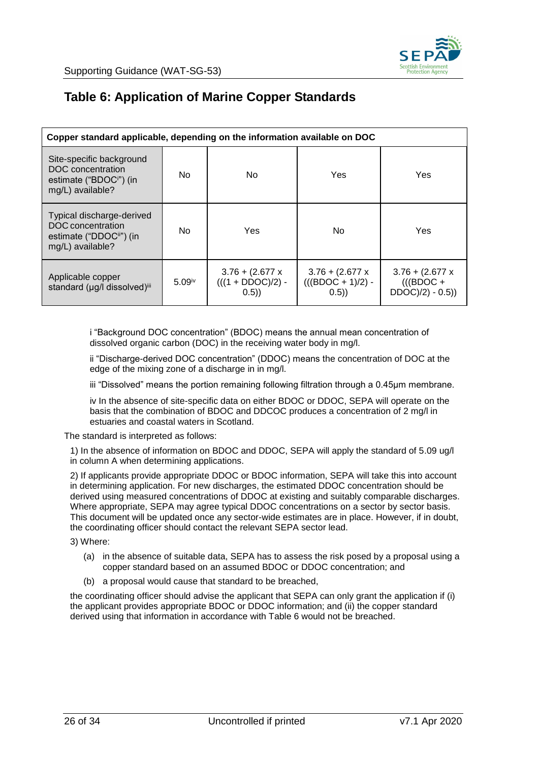# Table 6: Application of Marine Copper Standards

| Copper standard applicable, depending on the information available on DOC | | | | |
|---|---|---|---|---|
| Site-specific background DOC concentration estimate ("BDOC[i]") (in mg/L) available? | No | No | Yes | Yes |
| Typical discharge-derived DOC concentration estimate ("DDOC[ii]") (in mg/L) available? | No | Yes | No | Yes |
| Applicable copper standard (µg/l dissolved)[iii] | 5.09[iv] | 3.76 + (2.677 x (((1 + DDOC)/2) - 0.5)) | 3.76 + (2.677 x (((BDOC + 1)/2) - 0.5)) | 3.76 + (2.677 x (((BDOC + DDOC)/2) - 0.5)) |

i "Background DOC concentration" (BDOC) means the annual mean concentration of dissolved organic carbon (DOC) in the receiving water body in mg/l.

ii "Discharge-derived DOC concentration" (DDOC) means the concentration of DOC at the edge of the mixing zone of a discharge in in mg/l.

iii "Dissolved" means the portion remaining following filtration through a 0.45µm membrane.

iv In the absence of site-specific data on either BDOC or DDOC, SEPA will operate on the basis that the combination of BDOC and DDCOC produces a concentration of 2 mg/l in estuaries and coastal waters in Scotland.

The standard is interpreted as follows:

1) In the absence of information on BDOC and DDOC, SEPA will apply the standard of 5.09 ug/l in column A when determining applications.

2) If applicants provide appropriate DDOC or BDOC information, SEPA will take this into account in determining application. For new discharges, the estimated DDOC concentration should be derived using measured concentrations of DDOC at existing and suitably comparable discharges. Where appropriate, SEPA may agree typical DDOC concentrations on a sector by sector basis. This document will be updated once any sector-wide estimates are in place. However, if in doubt, the coordinating officer should contact the relevant SEPA sector lead.

3) Where:

(a) in the absence of suitable data, SEPA has to assess the risk posed by a proposal using a copper standard based on an assumed BDOC or DDOC concentration; and

(b) a proposal would cause that standard to be breached,

the coordinating officer should advise the applicant that SEPA can only grant the application if (i) the applicant provides appropriate BDOC or DDOC information; and (ii) the copper standard derived using that information in accordance with Table 6 would not be breached.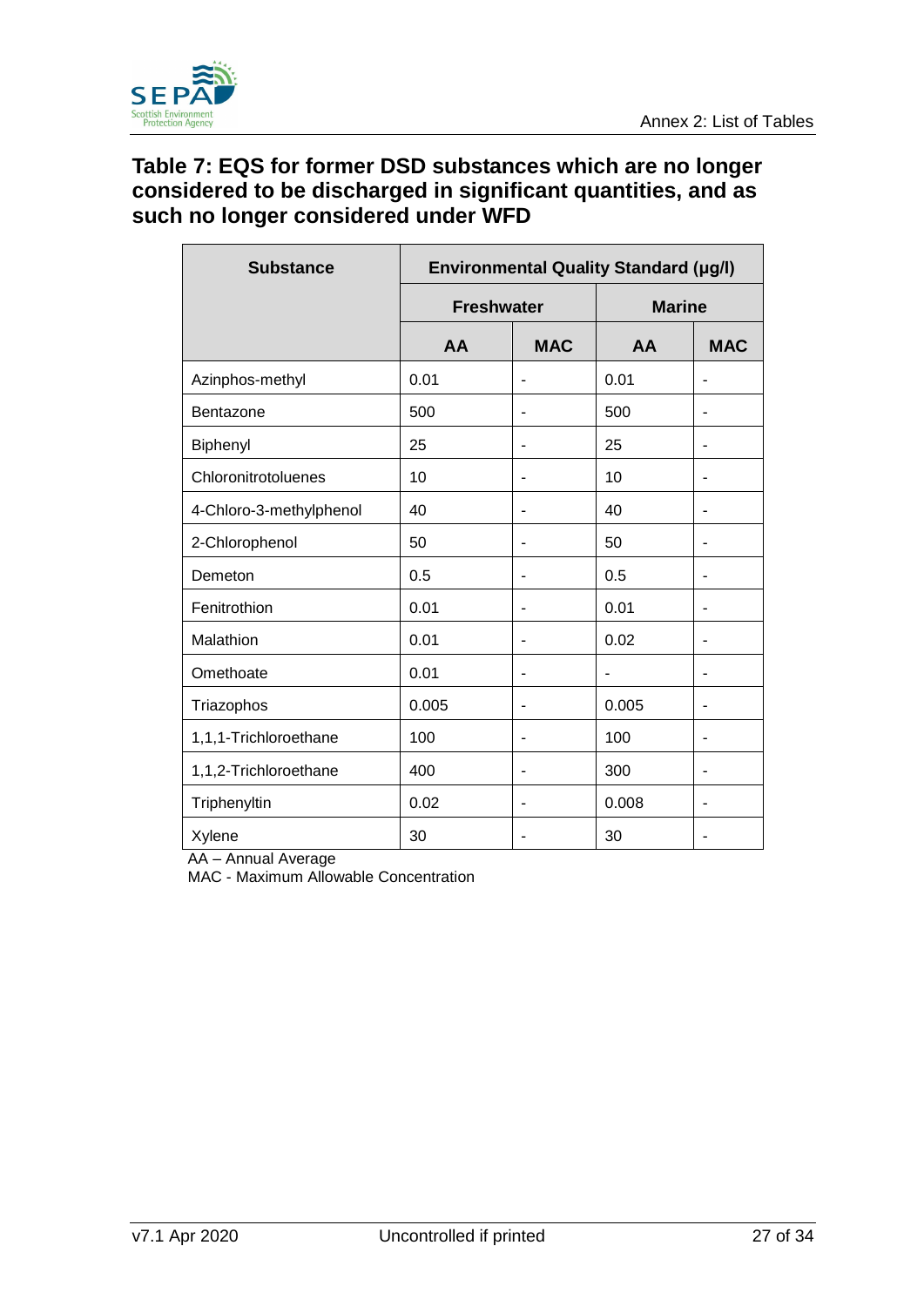## Table 7: EQS for former DSD substances which are no longer considered to be discharged in significant quantities, and as such no longer considered under WFD

| Substance | Environmental Quality Standard (µg/l) | | | |
|---|---|---|---|---|
| | Freshwater | | Marine | |
| | AA | MAC | AA | MAC |
| Azinphos-methyl | 0.01 | - | 0.01 | - |
| Bentazone | 500 | - | 500 | - |
| Biphenyl | 25 | - | 25 | - |
| Chloronitrotoluenes | 10 | - | 10 | - |
| 4-Chloro-3-methylphenol | 40 | - | 40 | - |
| 2-Chlorophenol | 50 | - | 50 | - |
| Demeton | 0.5 | - | 0.5 | - |
| Fenitrothion | 0.01 | - | 0.01 | - |
| Malathion | 0.01 | - | 0.02 | - |
| Omethoate | 0.01 | - | - | - |
| Triazophos | 0.005 | - | 0.005 | - |
| 1,1,1-Trichloroethane | 100 | - | 100 | - |
| 1,1,2-Trichloroethane | 400 | - | 300 | - |
| Triphenyltin | 0.02 | - | 0.008 | - |
| Xylene | 30 | - | 30 | - |

AA – Annual Average
MAC - Maximum Allowable Concentration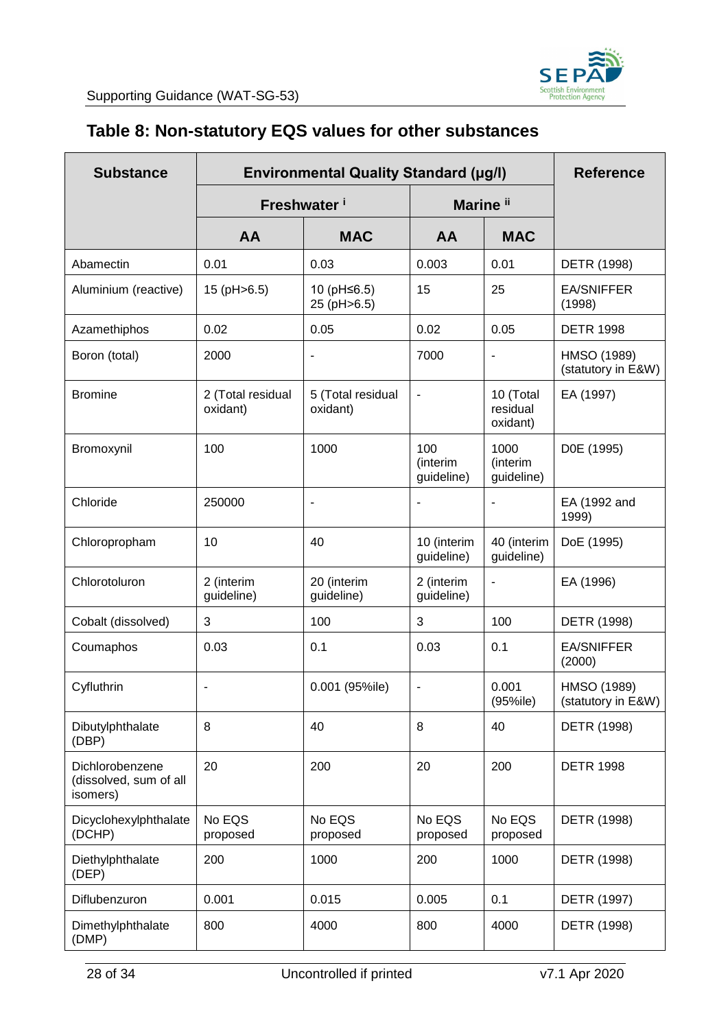## Table 8: Non-statutory EQS values for other substances

| Substance | Environmental Quality Standard (µg/l) | | | | Reference |
|---|---|---|---|---|---|
| | Freshwater [i] | | Marine [ii] | | |
| | AA | MAC | AA | MAC | |
| Abamectin | 0.01 | 0.03 | 0.003 | 0.01 | DETR (1998) |
| Aluminium (reactive) | 15 (pH>6.5) | 10 (pH≤6.5) 25 (pH>6.5) | 15 | 25 | EA/SNIFFER (1998) |
| Azamethiphos | 0.02 | 0.05 | 0.02 | 0.05 | DETR 1998 |
| Boron (total) | 2000 | - | 7000 | - | HMSO (1989) (statutory in E&W) |
| Bromine | 2 (Total residual oxidant) | 5 (Total residual oxidant) | - | 10 (Total residual oxidant) | EA (1997) |
| Bromoxynil | 100 | 1000 | 100 (interim guideline) | 1000 (interim guideline) | D0E (1995) |
| Chloride | 250000 | - | - | - | EA (1992 and 1999) |
| Chloropropham | 10 | 40 | 10 (interim guideline) | 40 (interim guideline) | DoE (1995) |
| Chlorotoluron | 2 (interim guideline) | 20 (interim guideline) | 2 (interim guideline) | - | EA (1996) |
| Cobalt (dissolved) | 3 | 100 | 3 | 100 | DETR (1998) |
| Coumaphos | 0.03 | 0.1 | 0.03 | 0.1 | EA/SNIFFER (2000) |
| Cyfluthrin | - | 0.001 (95%ile) | - | 0.001 (95%ile) | HMSO (1989) (statutory in E&W) |
| Dibutylphthalate (DBP) | 8 | 40 | 8 | 40 | DETR (1998) |
| Dichlorobenzene (dissolved, sum of all isomers) | 20 | 200 | 20 | 200 | DETR 1998 |
| Dicyclohexylphthalate (DCHP) | No EQS proposed | No EQS proposed | No EQS proposed | No EQS proposed | DETR (1998) |
| Diethylphthalate (DEP) | 200 | 1000 | 200 | 1000 | DETR (1998) |
| Diflubenzuron | 0.001 | 0.015 | 0.005 | 0.1 | DETR (1997) |
| Dimethylphthalate (DMP) | 800 | 4000 | 800 | 4000 | DETR (1998) |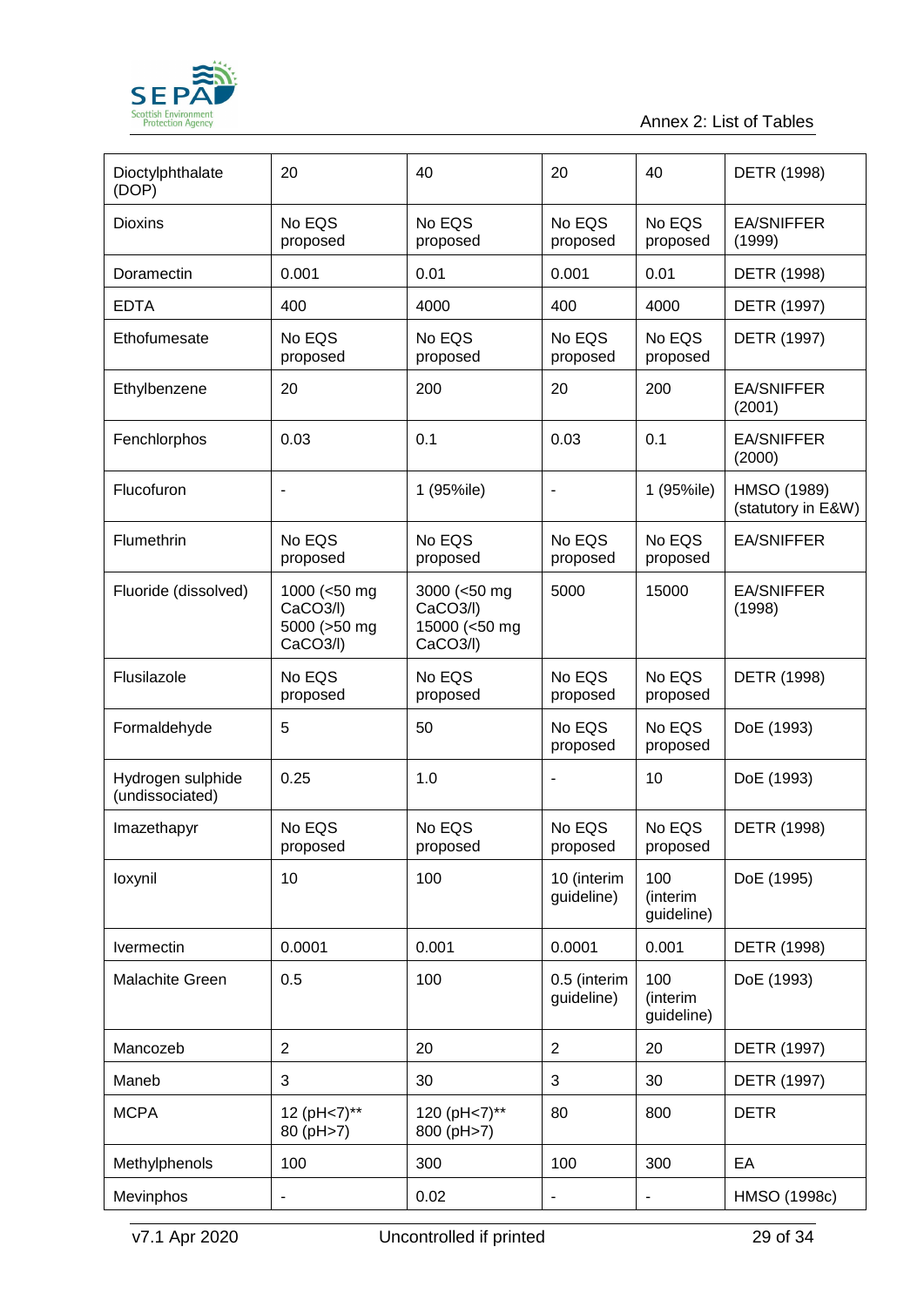| Dioctylphthalate (DOP) | 20 | 40 | 20 | 40 | DETR (1998) |
|---|---|---|---|---|---|
| Dioxins | No EQS proposed | No EQS proposed | No EQS proposed | No EQS proposed | EA/SNIFFER (1999) |
| Doramectin | 0.001 | 0.01 | 0.001 | 0.01 | DETR (1998) |
| EDTA | 400 | 4000 | 400 | 4000 | DETR (1997) |
| Ethofumesate | No EQS proposed | No EQS proposed | No EQS proposed | No EQS proposed | DETR (1997) |
| Ethylbenzene | 20 | 200 | 20 | 200 | EA/SNIFFER (2001) |
| Fenchlorphos | 0.03 | 0.1 | 0.03 | 0.1 | EA/SNIFFER (2000) |
| Flucofuron | - | 1 (95%ile) | - | 1 (95%ile) | HMSO (1989) (statutory in E&W) |
| Flumethrin | No EQS proposed | No EQS proposed | No EQS proposed | No EQS proposed | EA/SNIFFER |
| Fluoride (dissolved) | 1000 (<50 mg CaCO3/l) 5000 (>50 mg CaCO3/l) | 3000 (<50 mg CaCO3/l) 15000 (<50 mg CaCO3/l) | 5000 | 15000 | EA/SNIFFER (1998) |
| Flusilazole | No EQS proposed | No EQS proposed | No EQS proposed | No EQS proposed | DETR (1998) |
| Formaldehyde | 5 | 50 | No EQS proposed | No EQS proposed | DoE (1993) |
| Hydrogen sulphide (undissociated) | 0.25 | 1.0 | - | 10 | DoE (1993) |
| Imazethapyr | No EQS proposed | No EQS proposed | No EQS proposed | No EQS proposed | DETR (1998) |
| Ioxynil | 10 | 100 | 10 (interim guideline) | 100 (interim guideline) | DoE (1995) |
| Ivermectin | 0.0001 | 0.001 | 0.0001 | 0.001 | DETR (1998) |
| Malachite Green | 0.5 | 100 | 0.5 (interim guideline) | 100 (interim guideline) | DoE (1993) |
| Mancozeb | 2 | 20 | 2 | 20 | DETR (1997) |
| Maneb | 3 | 30 | 3 | 30 | DETR (1997) |
| MCPA | 12 (pH<7)** 80 (pH>7) | 120 (pH<7)** 800 (pH>7) | 80 | 800 | DETR |
| Methylphenols | 100 | 300 | 100 | 300 | EA |
| Mevinphos | - | 0.02 | - | - | HMSO (1998c) |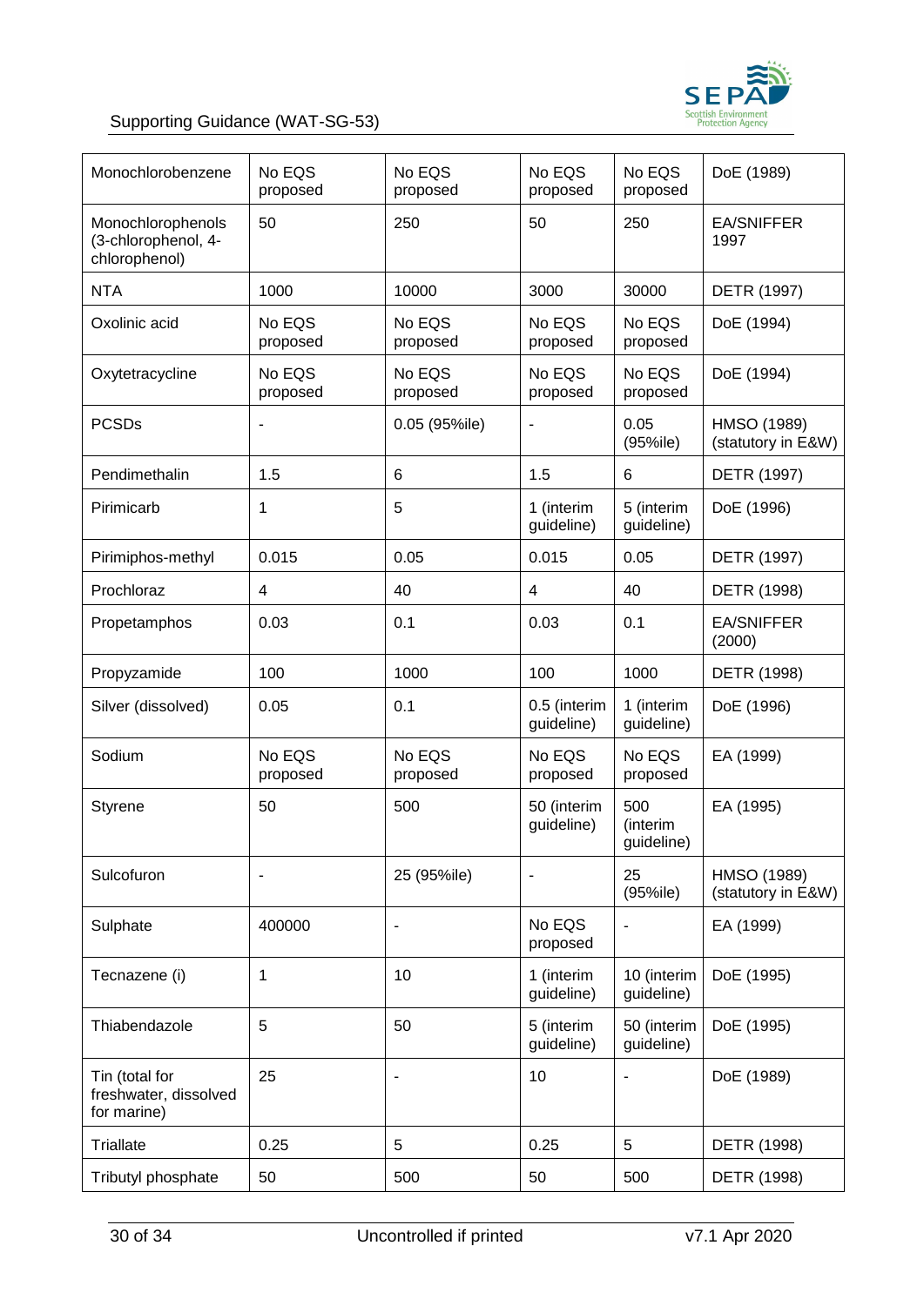| Monochlorobenzene | No EQS proposed | No EQS proposed | No EQS proposed | No EQS proposed | DoE (1989) |
|---|---|---|---|---|---|
| Monochlorophenols (3-chlorophenol, 4-chlorophenol) | 50 | 250 | 50 | 250 | EA/SNIFFER 1997 |
| NTA | 1000 | 10000 | 3000 | 30000 | DETR (1997) |
| Oxolinic acid | No EQS proposed | No EQS proposed | No EQS proposed | No EQS proposed | DoE (1994) |
| Oxytetracycline | No EQS proposed | No EQS proposed | No EQS proposed | No EQS proposed | DoE (1994) |
| PCSDs | - | 0.05 (95%ile) | - | 0.05 (95%ile) | HMSO (1989) (statutory in E&W) |
| Pendimethalin | 1.5 | 6 | 1.5 | 6 | DETR (1997) |
| Pirimicarb | 1 | 5 | 1 (interim guideline) | 5 (interim guideline) | DoE (1996) |
| Pirimiphos-methyl | 0.015 | 0.05 | 0.015 | 0.05 | DETR (1997) |
| Prochloraz | 4 | 40 | 4 | 40 | DETR (1998) |
| Propetamphos | 0.03 | 0.1 | 0.03 | 0.1 | EA/SNIFFER (2000) |
| Propyzamide | 100 | 1000 | 100 | 1000 | DETR (1998) |
| Silver (dissolved) | 0.05 | 0.1 | 0.5 (interim guideline) | 1 (interim guideline) | DoE (1996) |
| Sodium | No EQS proposed | No EQS proposed | No EQS proposed | No EQS proposed | EA (1999) |
| Styrene | 50 | 500 | 50 (interim guideline) | 500 (interim guideline) | EA (1995) |
| Sulcofuron | - | 25 (95%ile) | - | 25 (95%ile) | HMSO (1989) (statutory in E&W) |
| Sulphate | 400000 | - | No EQS proposed | - | EA (1999) |
| Tecnazene (i) | 1 | 10 | 1 (interim guideline) | 10 (interim guideline) | DoE (1995) |
| Thiabendazole | 5 | 50 | 5 (interim guideline) | 50 (interim guideline) | DoE (1995) |
| Tin (total for freshwater, dissolved for marine) | 25 | - | 10 | - | DoE (1989) |
| Triallate | 0.25 | 5 | 0.25 | 5 | DETR (1998) |
| Tributyl phosphate | 50 | 500 | 50 | 500 | DETR (1998) |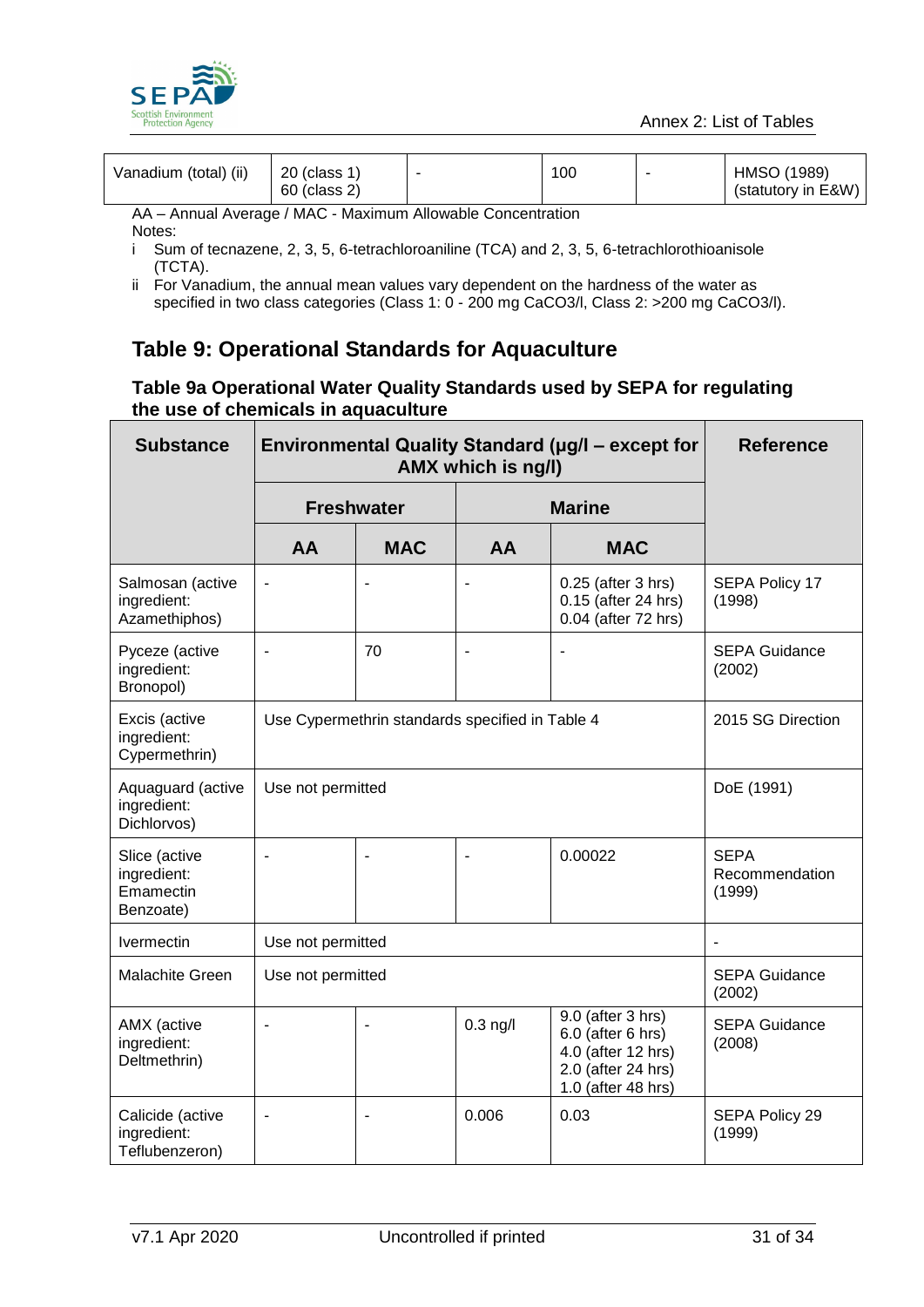| Vanadium (total) (ii) | 20 (class 1)<br>60 (class 2) | - | 100 | - | HMSO (1989)<br>(statutory in E&W) |
|---|---|---|---|---|---|

AA – Annual Average / MAC - Maximum Allowable Concentration

Notes:

i Sum of tecnazene, 2, 3, 5, 6-tetrachloroaniline (TCA) and 2, 3, 5, 6-tetrachlorothioanisole (TCTA).

ii For Vanadium, the annual mean values vary dependent on the hardness of the water as specified in two class categories (Class 1: 0 - 200 mg CaCO3/l, Class 2: >200 mg CaCO3/l).

## Table 9: Operational Standards for Aquaculture

### Table 9a Operational Water Quality Standards used by SEPA for regulating the use of chemicals in aquaculture

| Substance | Environmental Quality Standard (µg/l – except for AMX which is ng/l) | | | | Reference |
|---|---|---|---|---|---|
| | Freshwater | | Marine | | |
| | AA | MAC | AA | MAC | |
| Salmosan (active ingredient: Azamethiphos) | - | - | - | 0.25 (after 3 hrs)<br>0.15 (after 24 hrs)<br>0.04 (after 72 hrs) | SEPA Policy 17 (1998) |
| Pyceze (active ingredient: Bronopol) | - | 70 | - | - | SEPA Guidance (2002) |
| Excis (active ingredient: Cypermethrin) | Use Cypermethrin standards specified in Table 4 | | | | 2015 SG Direction |
| Aquaguard (active ingredient: Dichlorvos) | Use not permitted | | | | DoE (1991) |
| Slice (active ingredient: Emamectin Benzoate) | - | - | - | 0.00022 | SEPA Recommendation (1999) |
| Ivermectin | Use not permitted | | | | - |
| Malachite Green | Use not permitted | | | | SEPA Guidance (2002) |
| AMX (active ingredient: Deltmethrin) | - | - | 0.3 ng/l | 9.0 (after 3 hrs)<br>6.0 (after 6 hrs)<br>4.0 (after 12 hrs)<br>2.0 (after 24 hrs)<br>1.0 (after 48 hrs) | SEPA Guidance (2008) |
| Calicide (active ingredient: Teflubenzeron) | - | - | 0.006 | 0.03 | SEPA Policy 29 (1999) |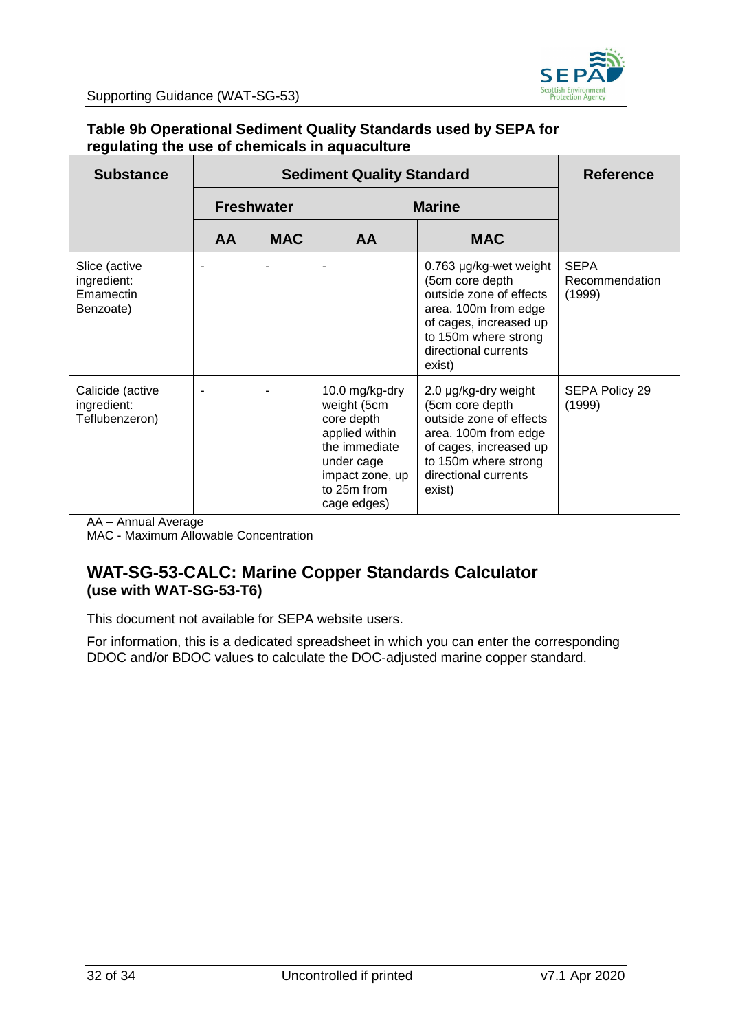**Table 9b Operational Sediment Quality Standards used by SEPA for regulating the use of chemicals in aquaculture**

| Substance | Sediment Quality Standard | | | | Reference |
|---|---|---|---|---|---|
| | Freshwater | | Marine | | |
| | AA | MAC | AA | MAC | |
| Slice (active ingredient: Emamectin Benzoate) | - | - | - | 0.763 µg/kg-wet weight (5cm core depth outside zone of effects area. 100m from edge of cages, increased up to 150m where strong directional currents exist) | SEPA Recommendation (1999) |
| Calicide (active ingredient: Teflubenzeron) | - | - | 10.0 mg/kg-dry weight (5cm core depth applied within the immediate under cage impact zone, up to 25m from cage edges) | 2.0 µg/kg-dry weight (5cm core depth outside zone of effects area. 100m from edge of cages, increased up to 150m where strong directional currents exist) | SEPA Policy 29 (1999) |

AA – Annual Average
MAC - Maximum Allowable Concentration

## WAT-SG-53-CALC: Marine Copper Standards Calculator
**(use with WAT-SG-53-T6)**

This document not available for SEPA website users.

For information, this is a dedicated spreadsheet in which you can enter the corresponding DDOC and/or BDOC values to calculate the DOC-adjusted marine copper standard.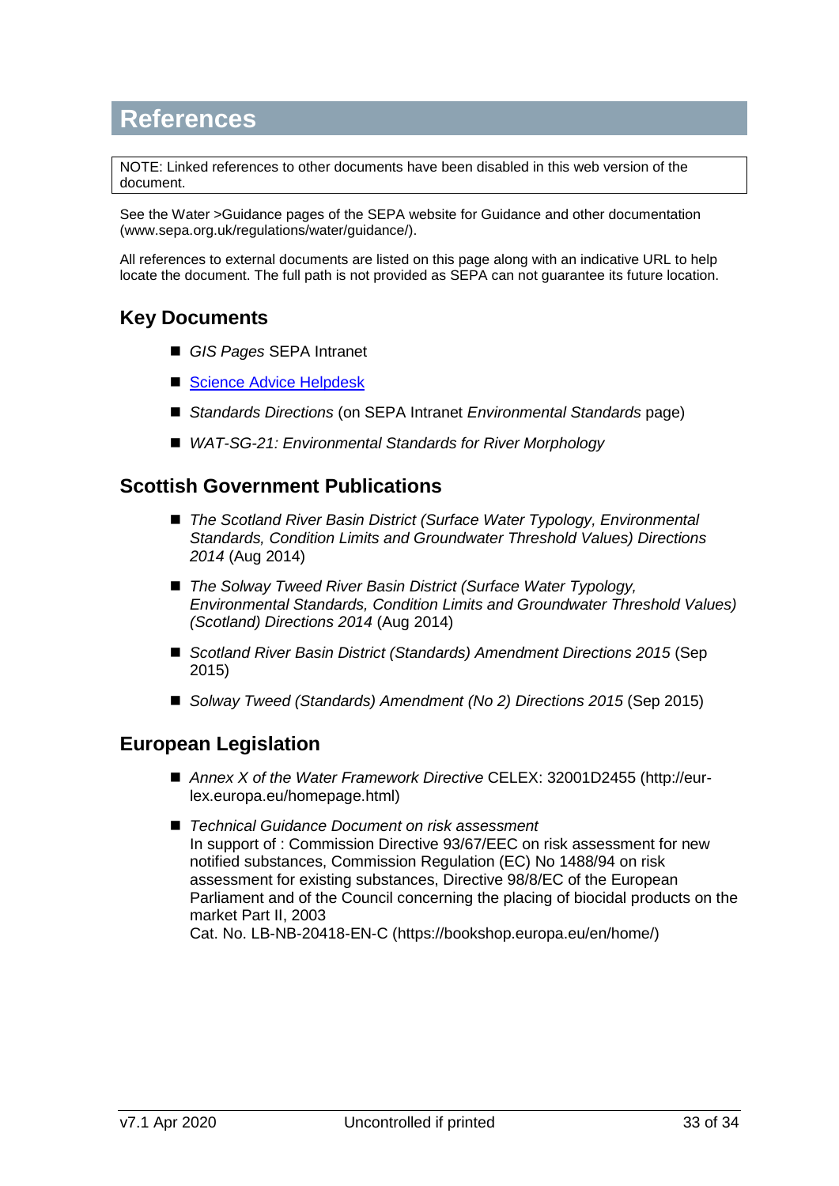# References

NOTE: Linked references to other documents have been disabled in this web version of the document.

See the Water >Guidance pages of the SEPA website for Guidance and other documentation (www.sepa.org.uk/regulations/water/guidance/).

All references to external documents are listed on this page along with an indicative URL to help locate the document. The full path is not provided as SEPA can not guarantee its future location.

## Key Documents

- *GIS Pages* SEPA Intranet
- Science Advice Helpdesk
- *Standards Directions* (on SEPA Intranet *Environmental Standards* page)
- *WAT-SG-21: Environmental Standards for River Morphology*

## Scottish Government Publications

- *The Scotland River Basin District (Surface Water Typology, Environmental Standards, Condition Limits and Groundwater Threshold Values) Directions 2014* (Aug 2014)
- *The Solway Tweed River Basin District (Surface Water Typology, Environmental Standards, Condition Limits and Groundwater Threshold Values) (Scotland) Directions 2014* (Aug 2014)
- *Scotland River Basin District (Standards) Amendment Directions 2015* (Sep 2015)
- *Solway Tweed (Standards) Amendment (No 2) Directions 2015* (Sep 2015)

## European Legislation

- *Annex X of the Water Framework Directive* CELEX: 32001D2455 (http://eur-lex.europa.eu/homepage.html)
- *Technical Guidance Document on risk assessment*
  In support of : Commission Directive 93/67/EEC on risk assessment for new notified substances, Commission Regulation (EC) No 1488/94 on risk assessment for existing substances, Directive 98/8/EC of the European Parliament and of the Council concerning the placing of biocidal products on the market Part II, 2003
  Cat. No. LB-NB-20418-EN-C (https://bookshop.europa.eu/en/home/)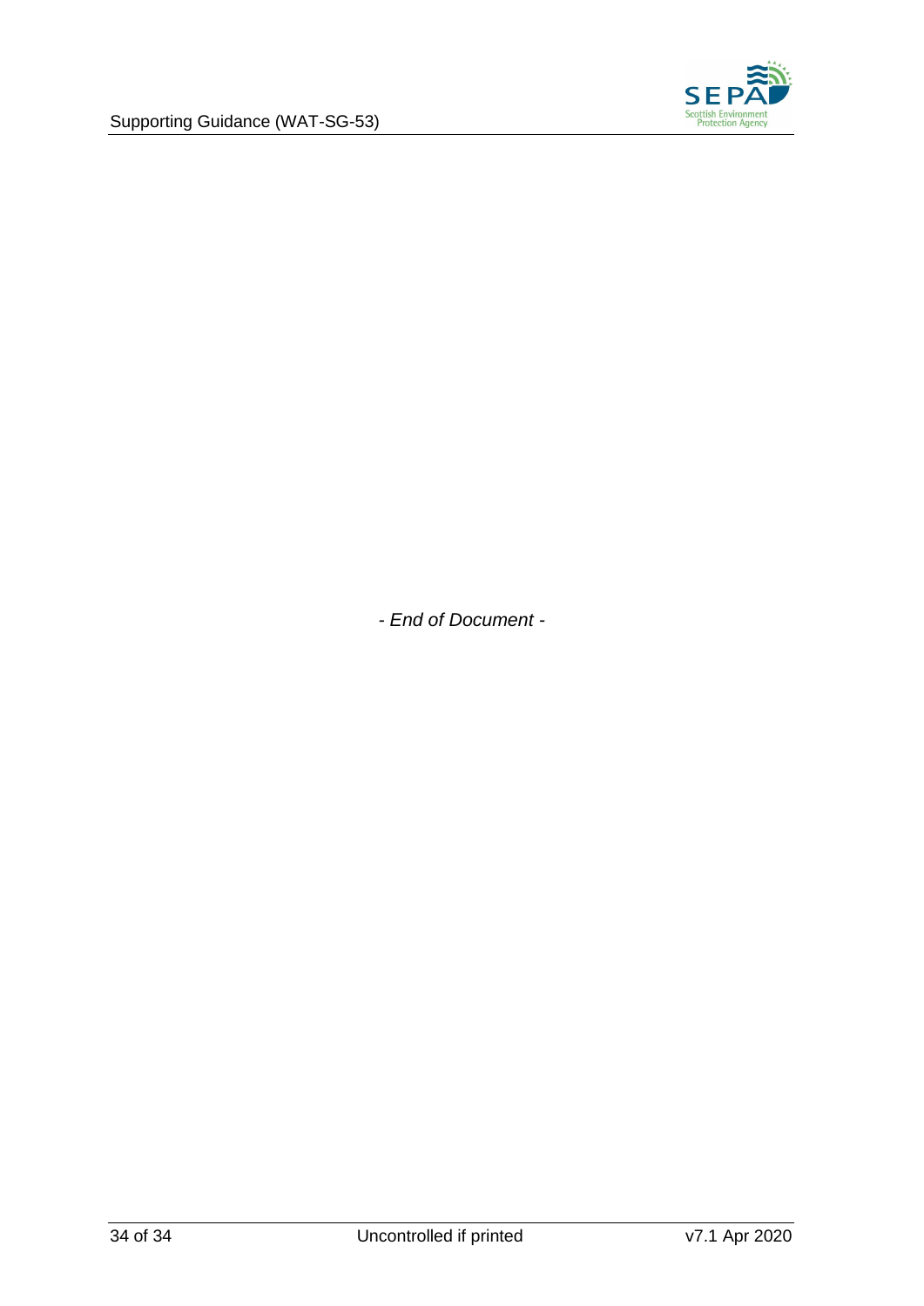*- End of Document -*